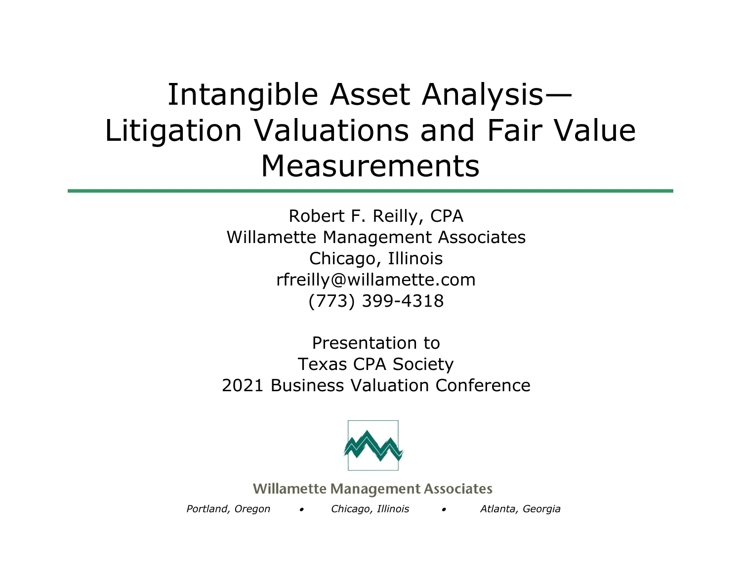# Intangible Asset Analysis—Litigation Valuations and Fair Value Measurements

Robert F. Reilly, CPA
Willamette Management Associates
Chicago, Illinois
rfreilly@willamette.com
(773) 399-4318

Presentation to
Texas CPA Society
2021 Business Valuation Conference

Willamette Management Associates

*Portland, Oregon • Chicago, Illinois • Atlanta, Georgia*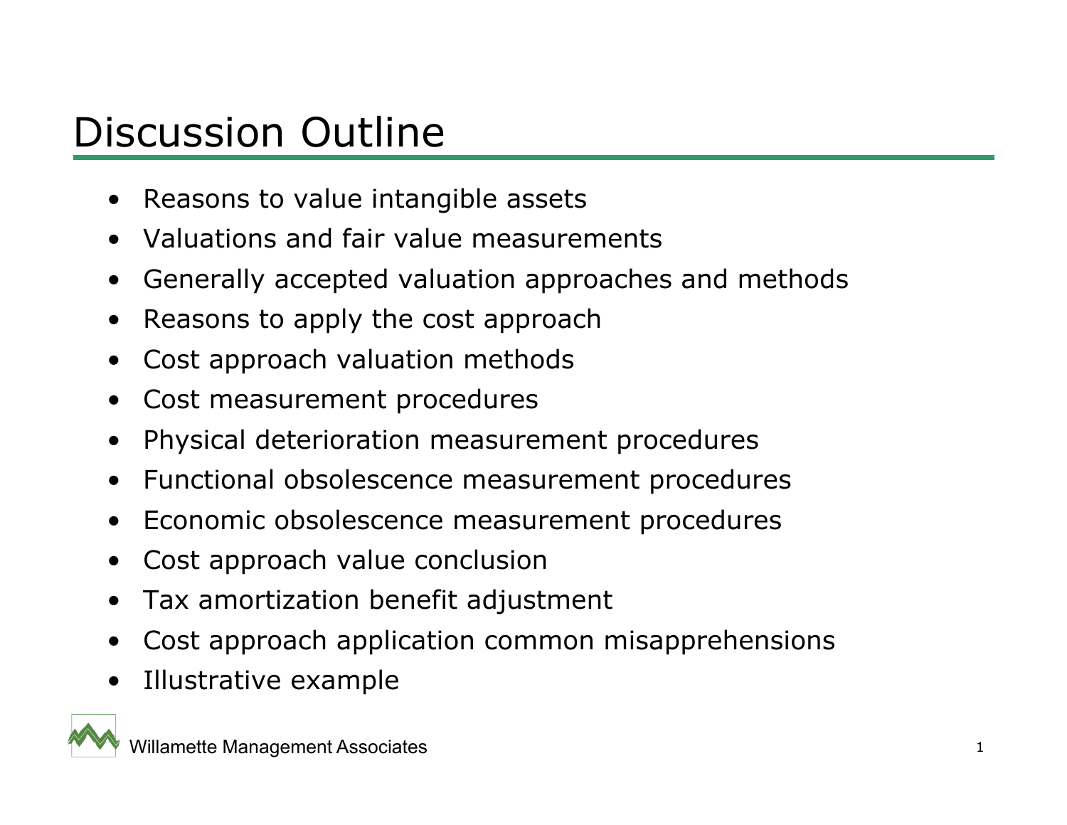# Discussion Outline

- Reasons to value intangible assets
- Valuations and fair value measurements
- Generally accepted valuation approaches and methods
- Reasons to apply the cost approach
- Cost approach valuation methods
- Cost measurement procedures
- Physical deterioration measurement procedures
- Functional obsolescence measurement procedures
- Economic obsolescence measurement procedures
- Cost approach value conclusion
- Tax amortization benefit adjustment
- Cost approach application common misapprehensions
- Illustrative example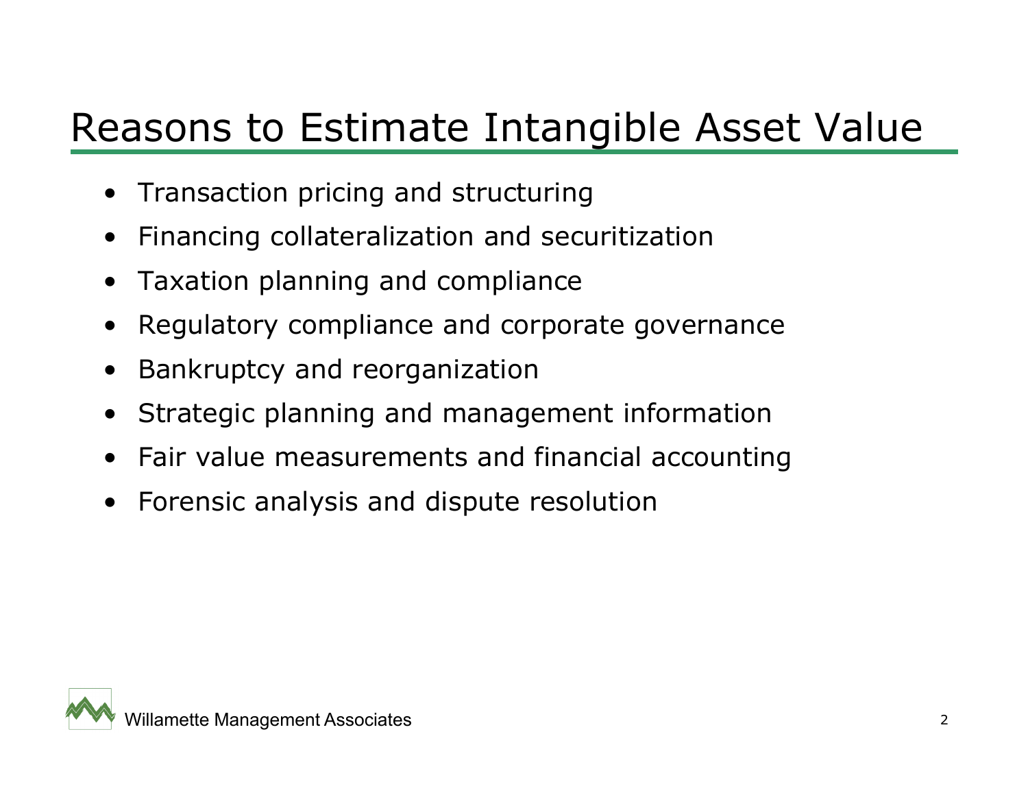# Reasons to Estimate Intangible Asset Value

- Transaction pricing and structuring
- Financing collateralization and securitization
- Taxation planning and compliance
- Regulatory compliance and corporate governance
- Bankruptcy and reorganization
- Strategic planning and management information
- Fair value measurements and financial accounting
- Forensic analysis and dispute resolution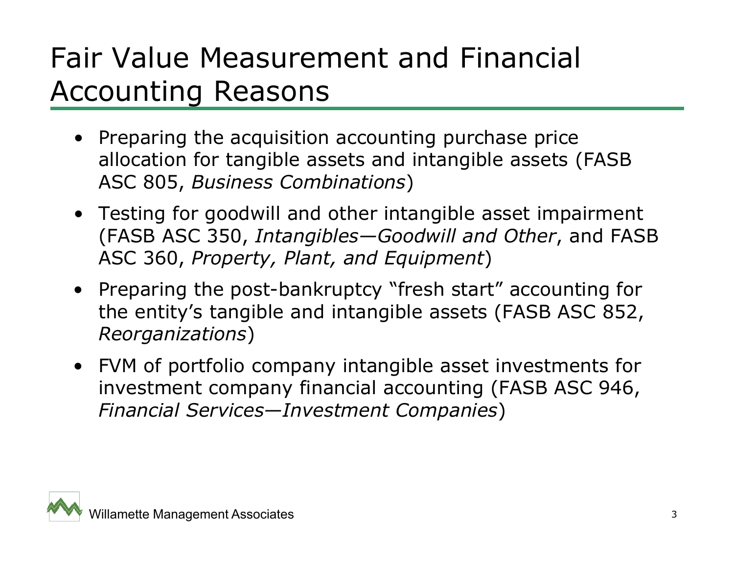# Fair Value Measurement and Financial Accounting Reasons

- Preparing the acquisition accounting purchase price allocation for tangible assets and intangible assets (FASB ASC 805, *Business Combinations*)
- Testing for goodwill and other intangible asset impairment (FASB ASC 350, *Intangibles—Goodwill and Other*, and FASB ASC 360, *Property, Plant, and Equipment*)
- Preparing the post-bankruptcy "fresh start" accounting for the entity's tangible and intangible assets (FASB ASC 852, *Reorganizations*)
- FVM of portfolio company intangible asset investments for investment company financial accounting (FASB ASC 946, *Financial Services—Investment Companies*)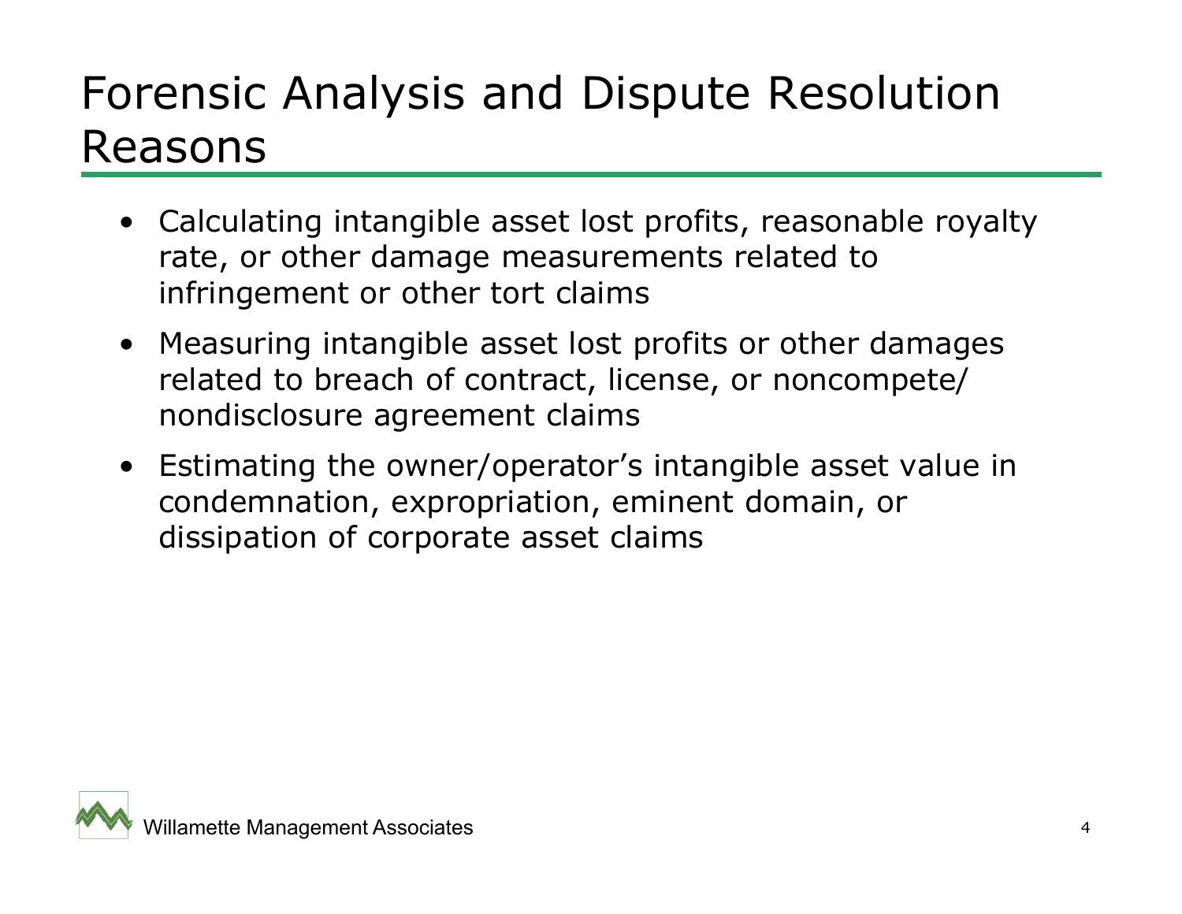# Forensic Analysis and Dispute Resolution Reasons

- Calculating intangible asset lost profits, reasonable royalty rate, or other damage measurements related to infringement or other tort claims
- Measuring intangible asset lost profits or other damages related to breach of contract, license, or noncompete/ nondisclosure agreement claims
- Estimating the owner/operator's intangible asset value in condemnation, expropriation, eminent domain, or dissipation of corporate asset claims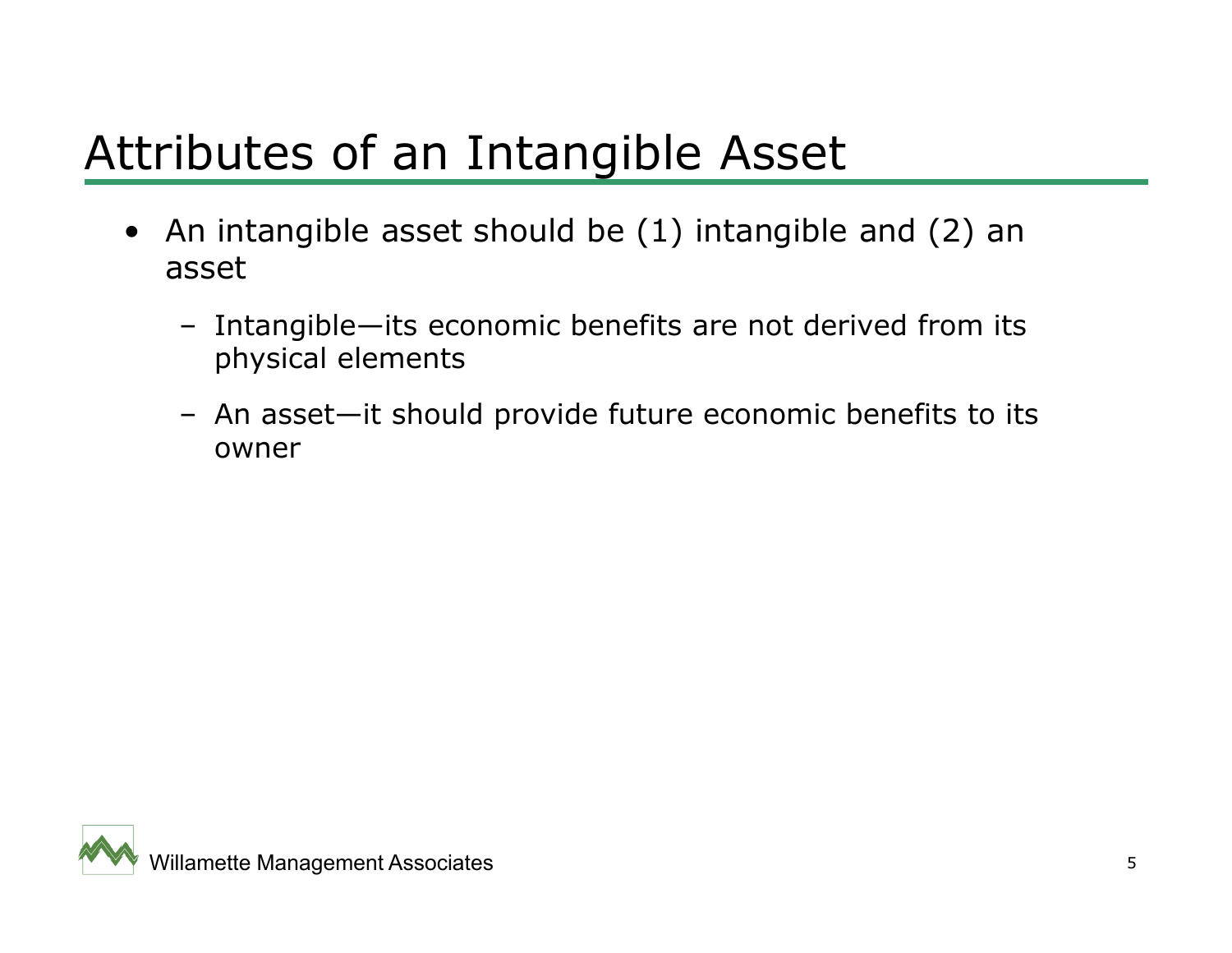# Attributes of an Intangible Asset

- An intangible asset should be (1) intangible and (2) an asset
  - Intangible—its economic benefits are not derived from its physical elements
  - An asset—it should provide future economic benefits to its owner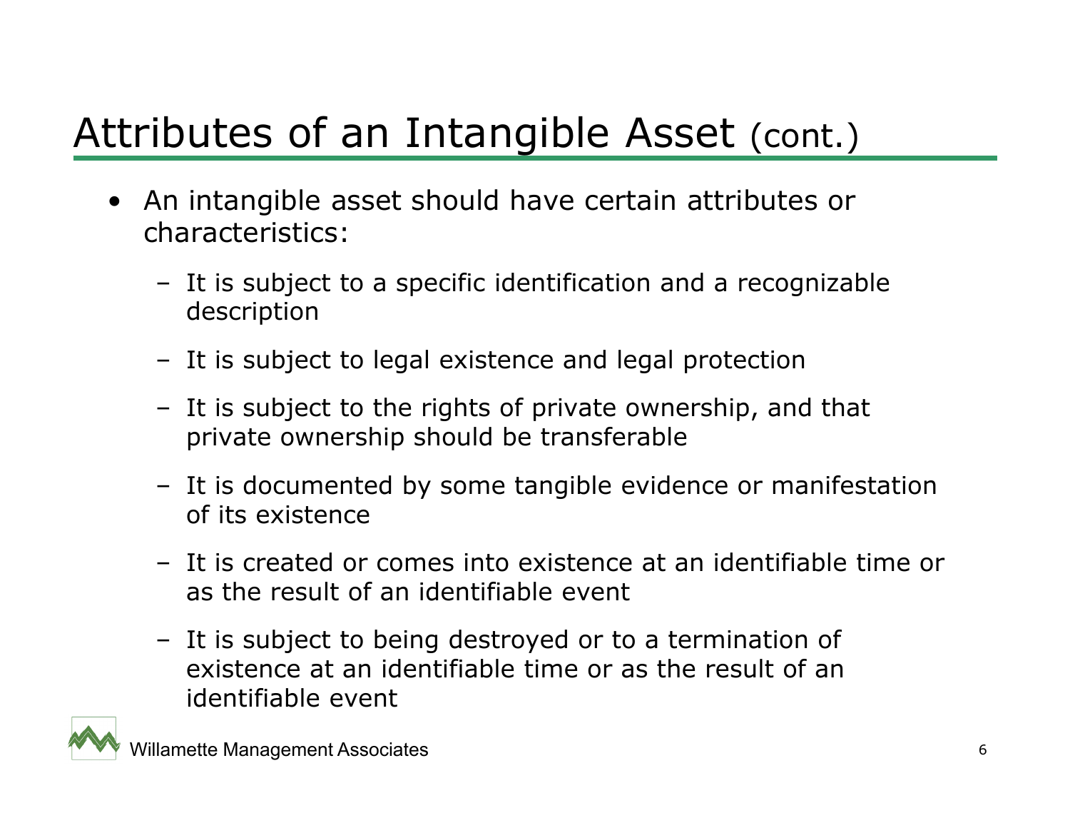# Attributes of an Intangible Asset (cont.)

- An intangible asset should have certain attributes or characteristics:
  - It is subject to a specific identification and a recognizable description
  - It is subject to legal existence and legal protection
  - It is subject to the rights of private ownership, and that private ownership should be transferable
  - It is documented by some tangible evidence or manifestation of its existence
  - It is created or comes into existence at an identifiable time or as the result of an identifiable event
  - It is subject to being destroyed or to a termination of existence at an identifiable time or as the result of an identifiable event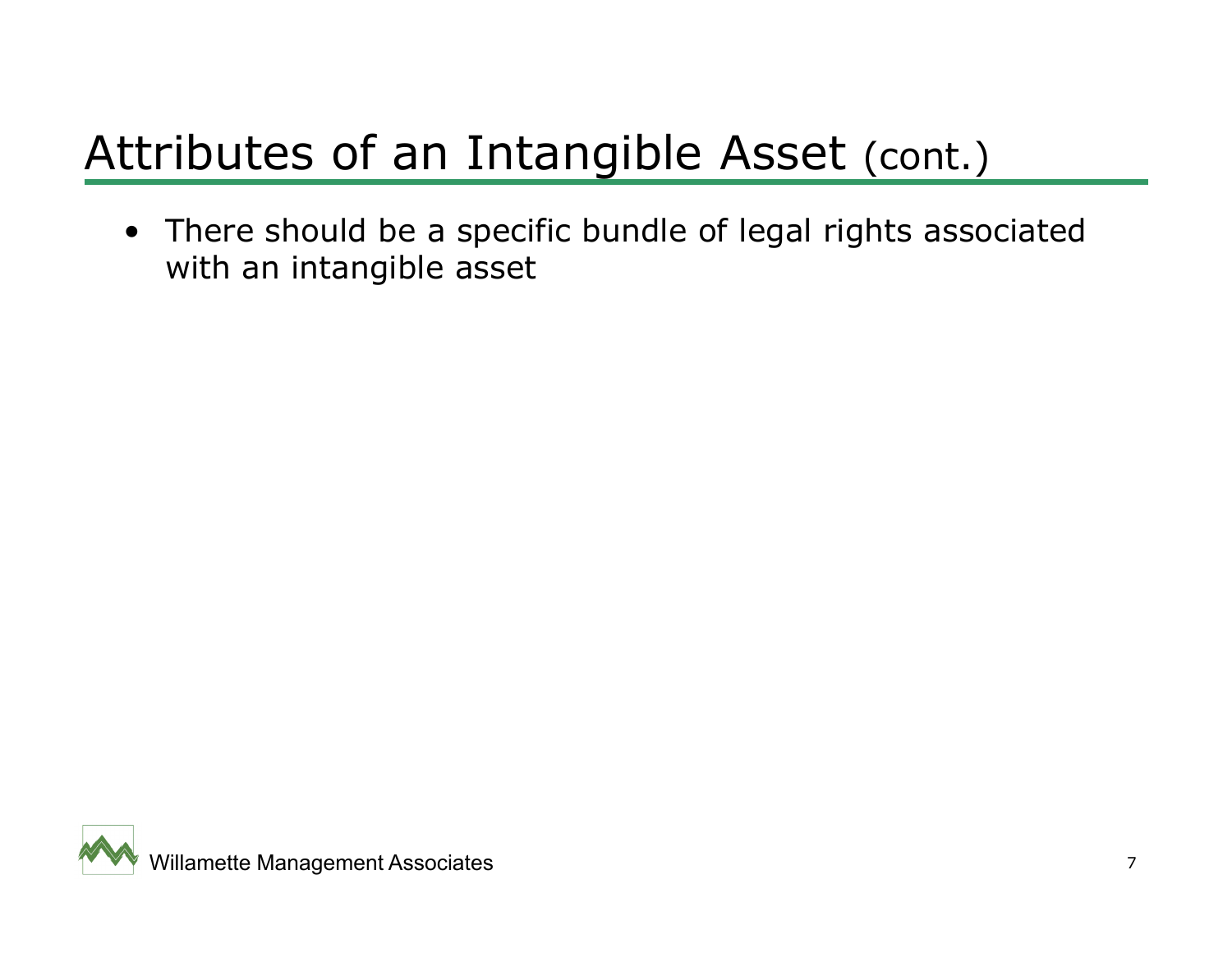# Attributes of an Intangible Asset (cont.)

- There should be a specific bundle of legal rights associated with an intangible asset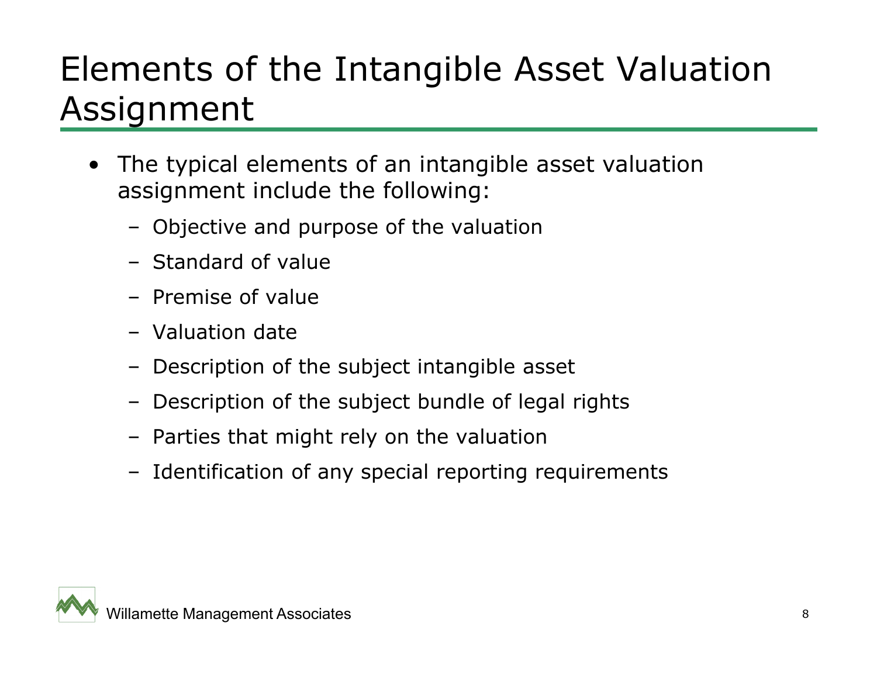# Elements of the Intangible Asset Valuation Assignment

- The typical elements of an intangible asset valuation assignment include the following:
  - Objective and purpose of the valuation
  - Standard of value
  - Premise of value
  - Valuation date
  - Description of the subject intangible asset
  - Description of the subject bundle of legal rights
  - Parties that might rely on the valuation
  - Identification of any special reporting requirements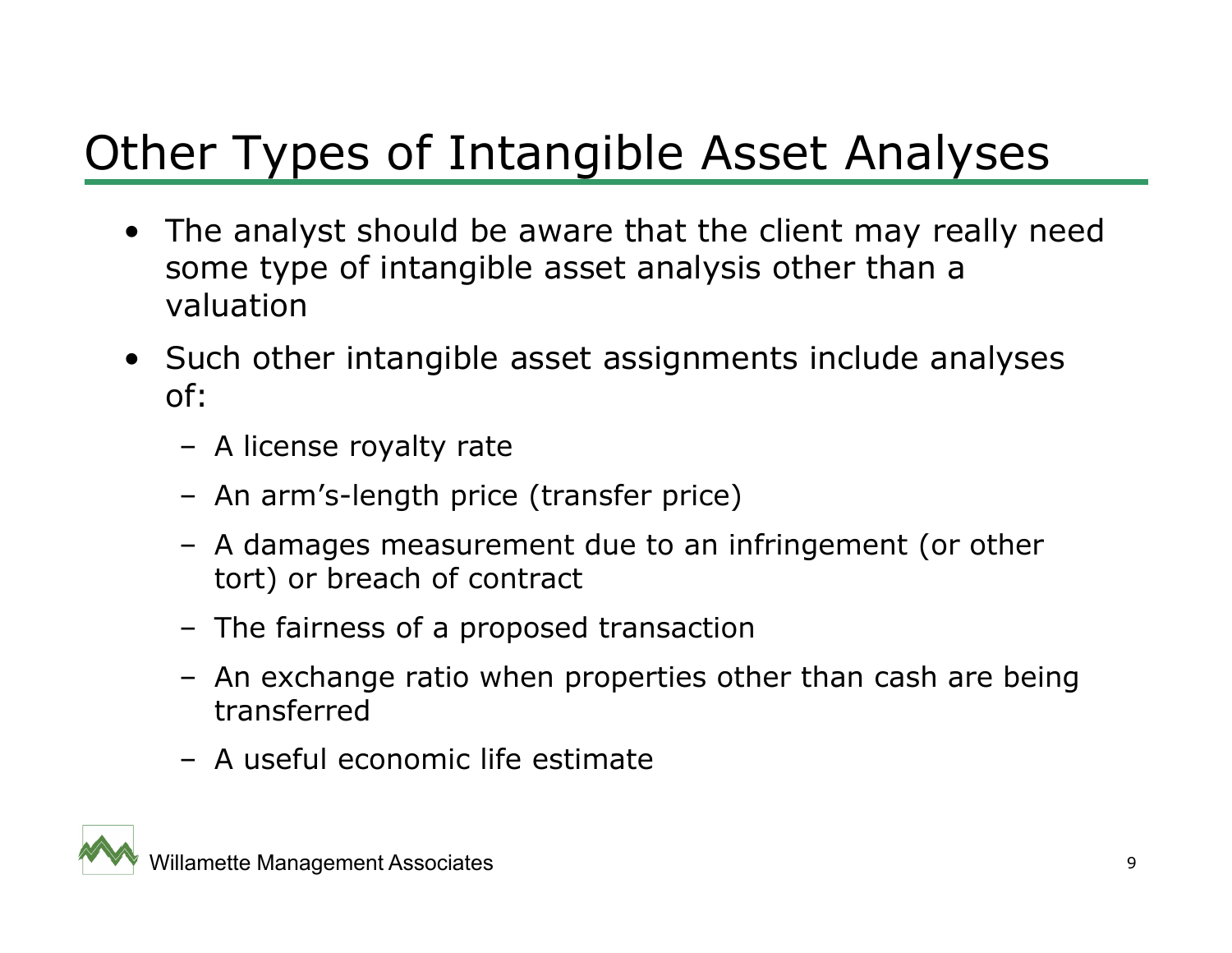# Other Types of Intangible Asset Analyses

- The analyst should be aware that the client may really need some type of intangible asset analysis other than a valuation
- Such other intangible asset assignments include analyses of:
  - A license royalty rate
  - An arm's-length price (transfer price)
  - A damages measurement due to an infringement (or other tort) or breach of contract
  - The fairness of a proposed transaction
  - An exchange ratio when properties other than cash are being transferred
  - A useful economic life estimate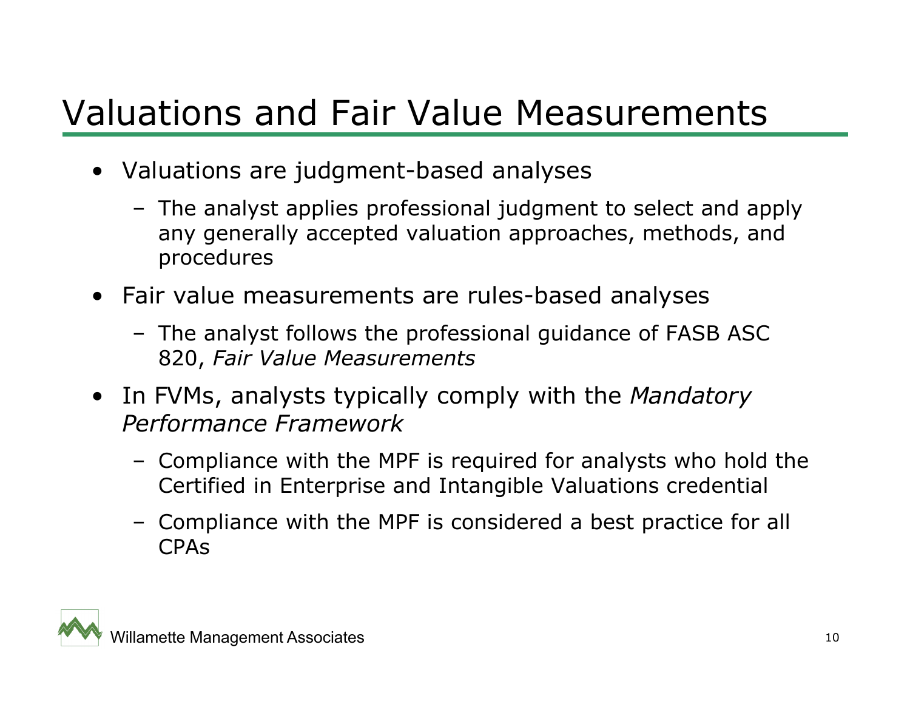# Valuations and Fair Value Measurements

- Valuations are judgment-based analyses
  - The analyst applies professional judgment to select and apply any generally accepted valuation approaches, methods, and procedures
- Fair value measurements are rules-based analyses
  - The analyst follows the professional guidance of FASB ASC 820, *Fair Value Measurements*
- In FVMs, analysts typically comply with the *Mandatory Performance Framework*
  - Compliance with the MPF is required for analysts who hold the Certified in Enterprise and Intangible Valuations credential
  - Compliance with the MPF is considered a best practice for all CPAs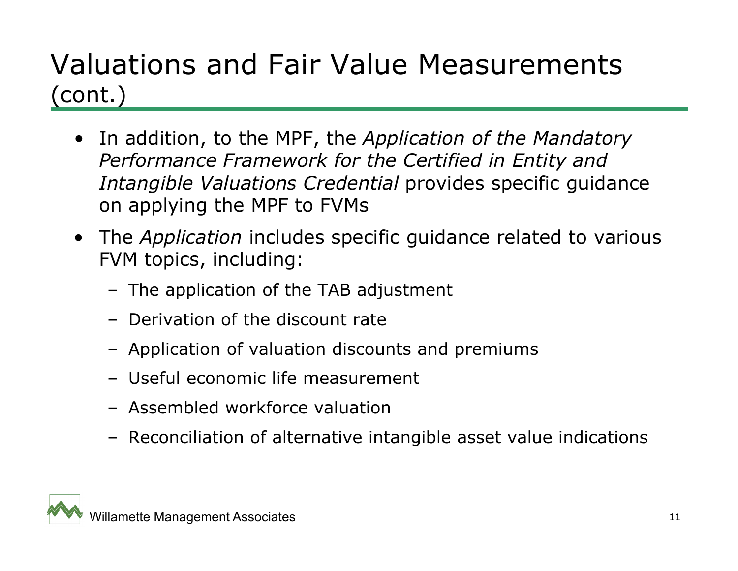# Valuations and Fair Value Measurements (cont.)

- In addition, to the MPF, the *Application of the Mandatory Performance Framework for the Certified in Entity and Intangible Valuations Credential* provides specific guidance on applying the MPF to FVMs
- The *Application* includes specific guidance related to various FVM topics, including:
  - The application of the TAB adjustment
  - Derivation of the discount rate
  - Application of valuation discounts and premiums
  - Useful economic life measurement
  - Assembled workforce valuation
  - Reconciliation of alternative intangible asset value indications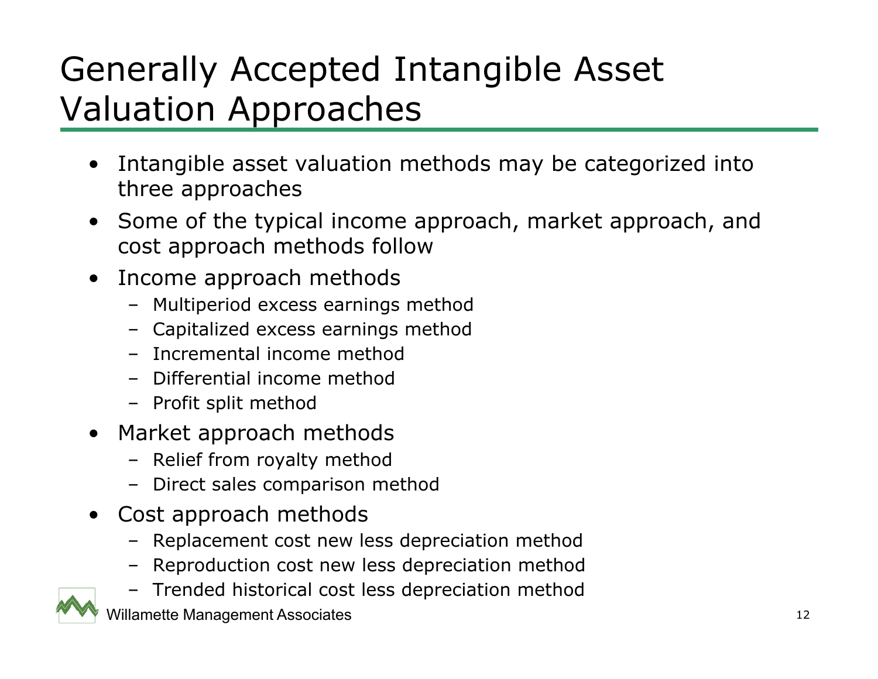# Generally Accepted Intangible Asset Valuation Approaches

- Intangible asset valuation methods may be categorized into three approaches
- Some of the typical income approach, market approach, and cost approach methods follow
- Income approach methods
  - Multiperiod excess earnings method
  - Capitalized excess earnings method
  - Incremental income method
  - Differential income method
  - Profit split method
- Market approach methods
  - Relief from royalty method
  - Direct sales comparison method
- Cost approach methods
  - Replacement cost new less depreciation method
  - Reproduction cost new less depreciation method
  - Trended historical cost less depreciation method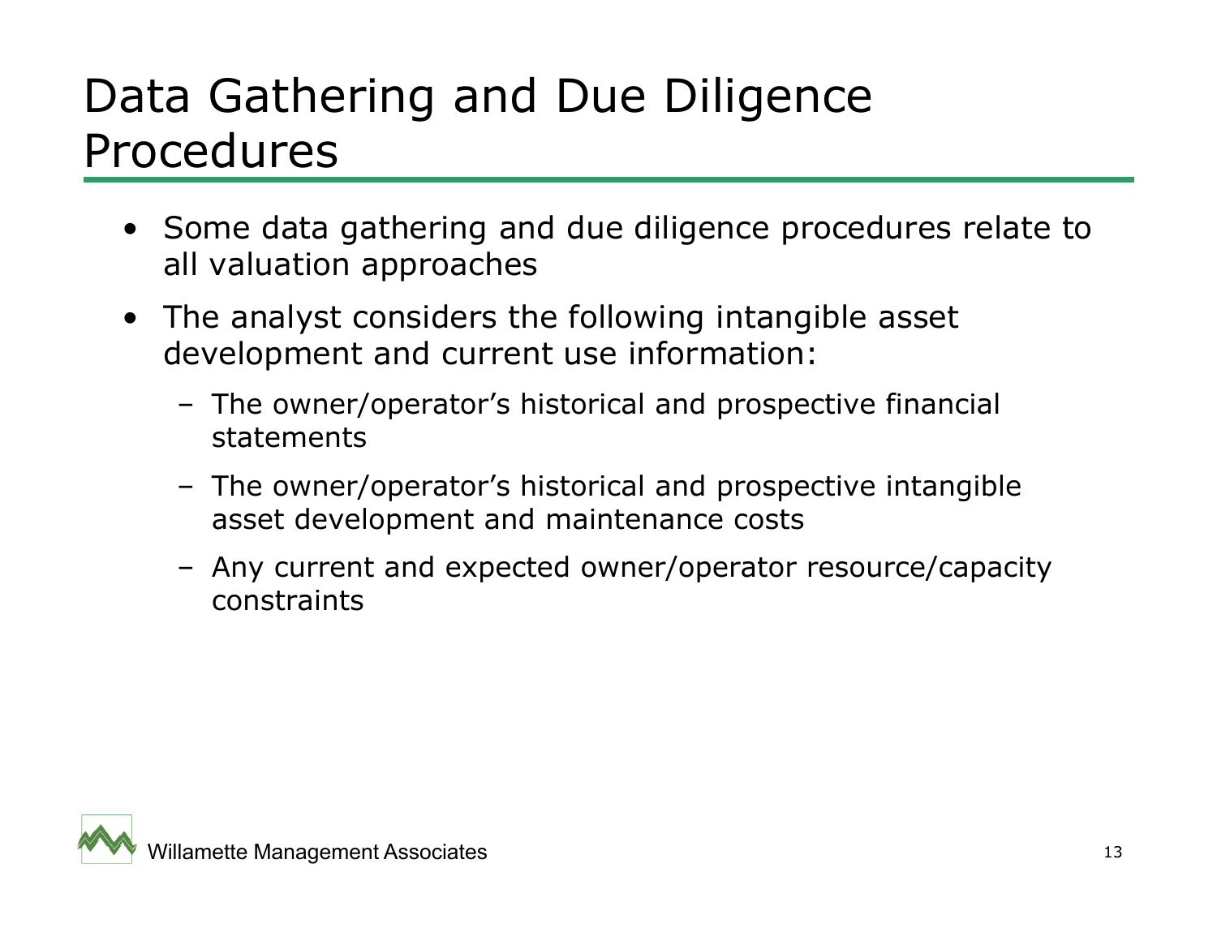# Data Gathering and Due Diligence Procedures

- Some data gathering and due diligence procedures relate to all valuation approaches
- The analyst considers the following intangible asset development and current use information:
  - The owner/operator's historical and prospective financial statements
  - The owner/operator's historical and prospective intangible asset development and maintenance costs
  - Any current and expected owner/operator resource/capacity constraints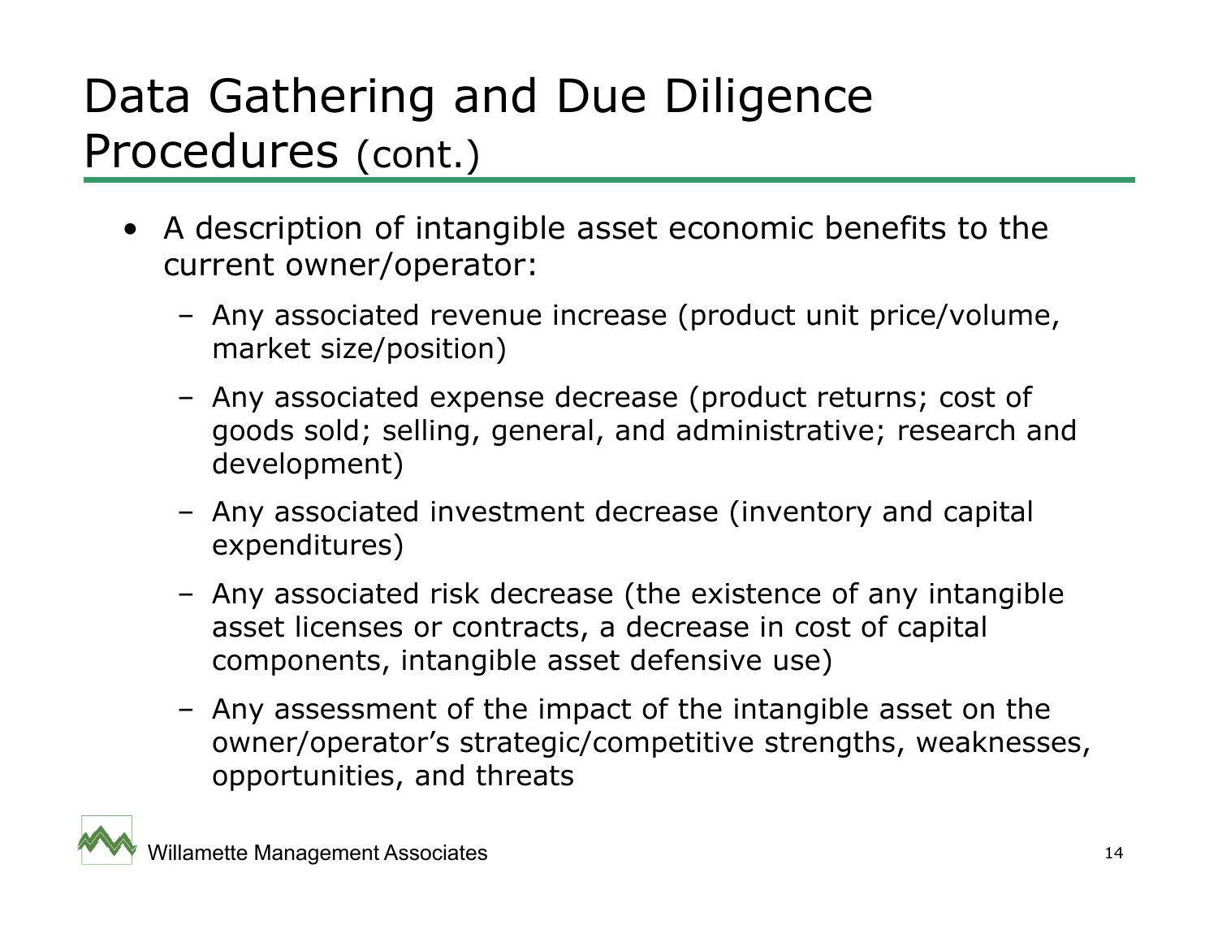# Data Gathering and Due Diligence Procedures (cont.)

- A description of intangible asset economic benefits to the current owner/operator:
  - Any associated revenue increase (product unit price/volume, market size/position)
  - Any associated expense decrease (product returns; cost of goods sold; selling, general, and administrative; research and development)
  - Any associated investment decrease (inventory and capital expenditures)
  - Any associated risk decrease (the existence of any intangible asset licenses or contracts, a decrease in cost of capital components, intangible asset defensive use)
  - Any assessment of the impact of the intangible asset on the owner/operator's strategic/competitive strengths, weaknesses, opportunities, and threats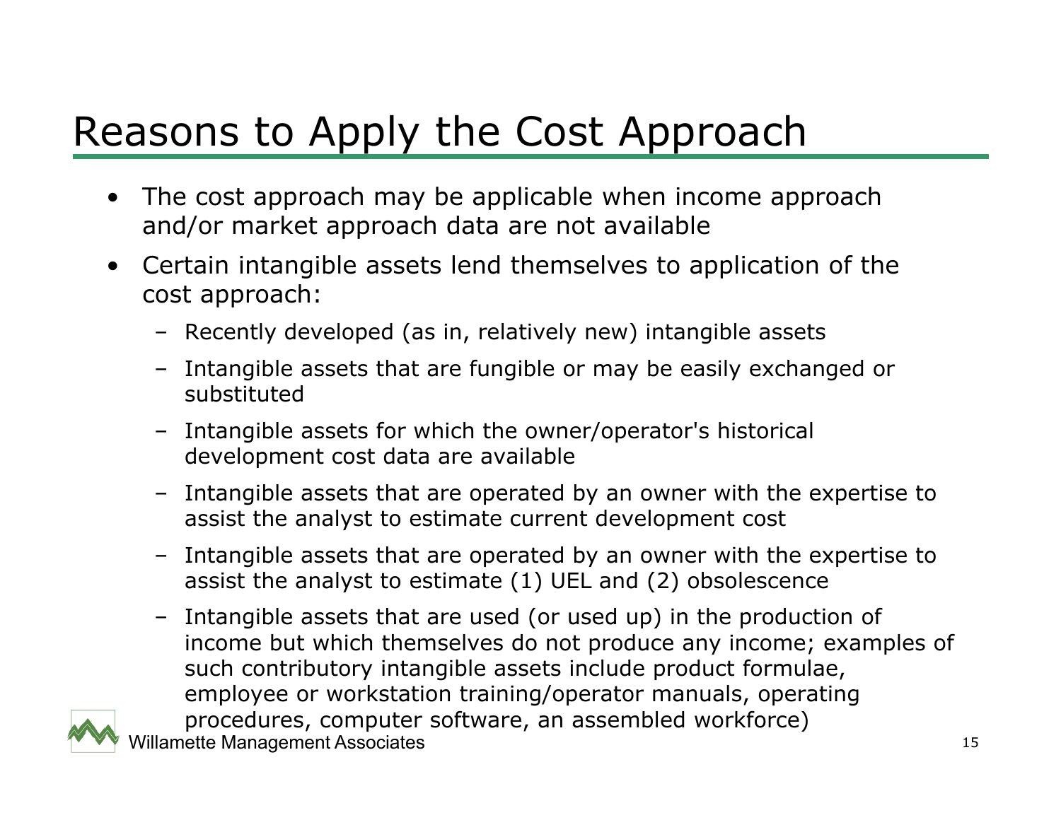# Reasons to Apply the Cost Approach

- The cost approach may be applicable when income approach and/or market approach data are not available
- Certain intangible assets lend themselves to application of the cost approach:
  - Recently developed (as in, relatively new) intangible assets
  - Intangible assets that are fungible or may be easily exchanged or substituted
  - Intangible assets for which the owner/operator's historical development cost data are available
  - Intangible assets that are operated by an owner with the expertise to assist the analyst to estimate current development cost
  - Intangible assets that are operated by an owner with the expertise to assist the analyst to estimate (1) UEL and (2) obsolescence
  - Intangible assets that are used (or used up) in the production of income but which themselves do not produce any income; examples of such contributory intangible assets include product formulae, employee or workstation training/operator manuals, operating procedures, computer software, an assembled workforce)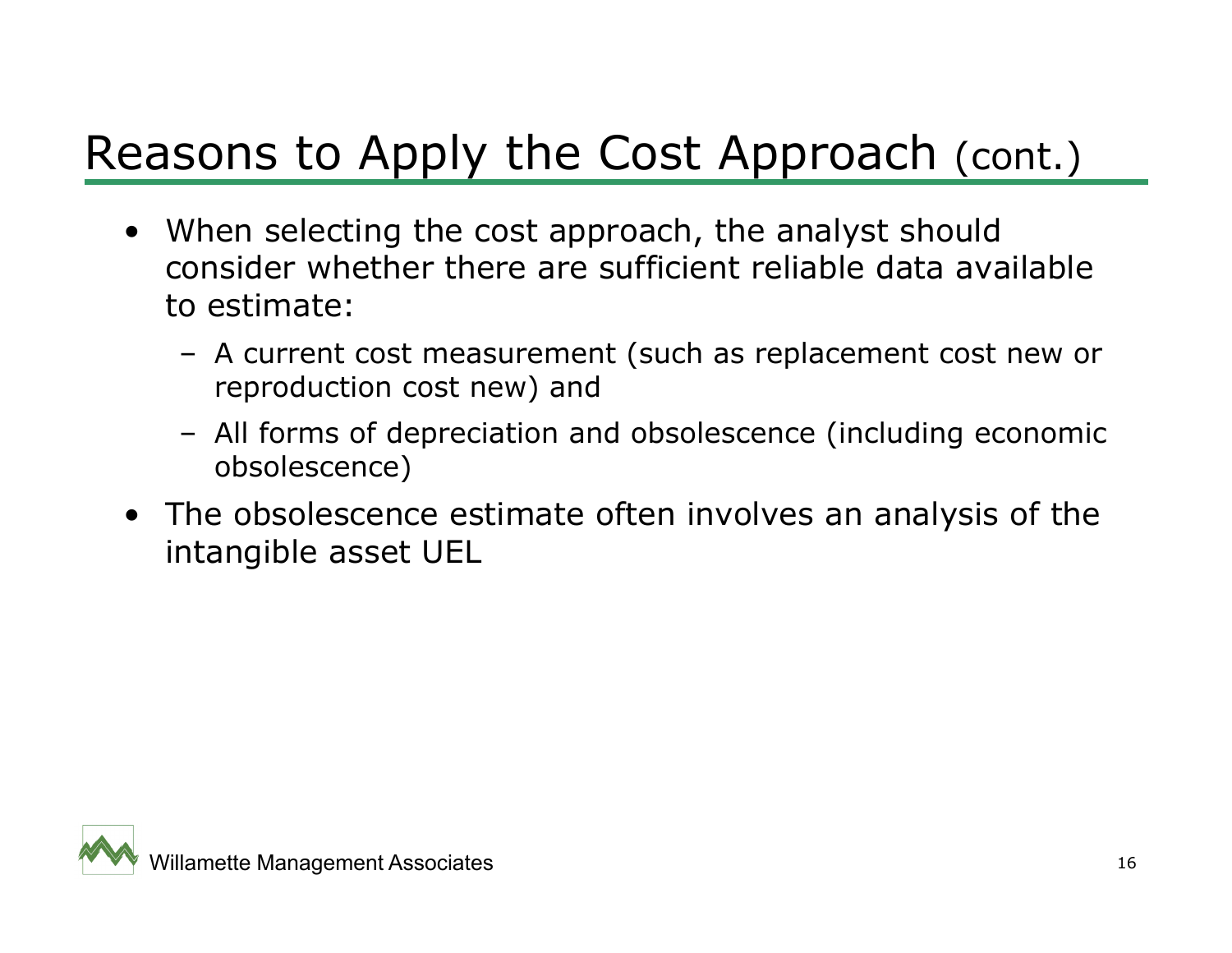# Reasons to Apply the Cost Approach (cont.)

- When selecting the cost approach, the analyst should consider whether there are sufficient reliable data available to estimate:
  - A current cost measurement (such as replacement cost new or reproduction cost new) and
  - All forms of depreciation and obsolescence (including economic obsolescence)
- The obsolescence estimate often involves an analysis of the intangible asset UEL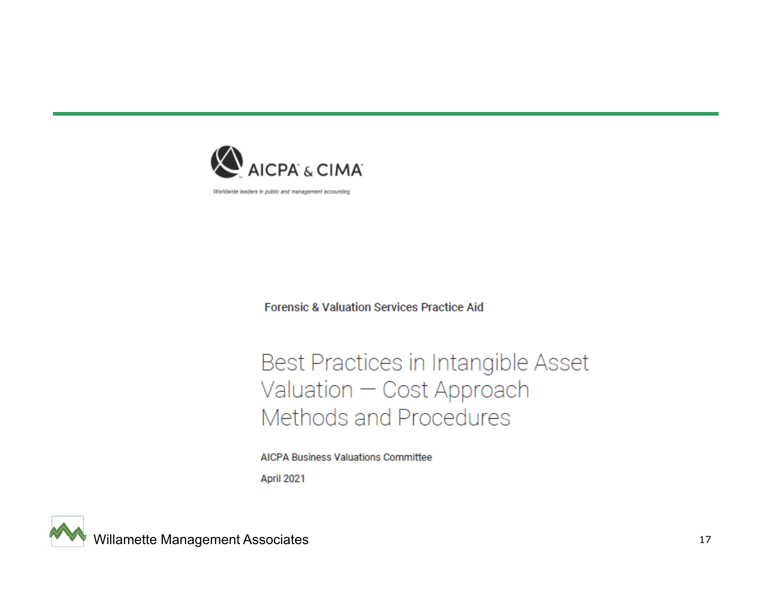AICPA & CIMA

Worldwide leaders in public and management accounting

Forensic & Valuation Services Practice Aid

# Best Practices in Intangible Asset Valuation — Cost Approach Methods and Procedures

AICPA Business Valuations Committee

April 2021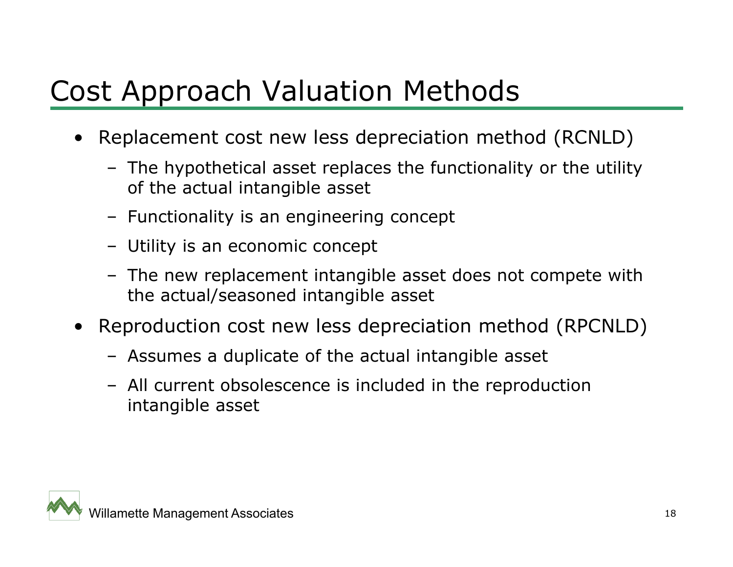# Cost Approach Valuation Methods

- Replacement cost new less depreciation method (RCNLD)
  - The hypothetical asset replaces the functionality or the utility of the actual intangible asset
  - Functionality is an engineering concept
  - Utility is an economic concept
  - The new replacement intangible asset does not compete with the actual/seasoned intangible asset
- Reproduction cost new less depreciation method (RPCNLD)
  - Assumes a duplicate of the actual intangible asset
  - All current obsolescence is included in the reproduction intangible asset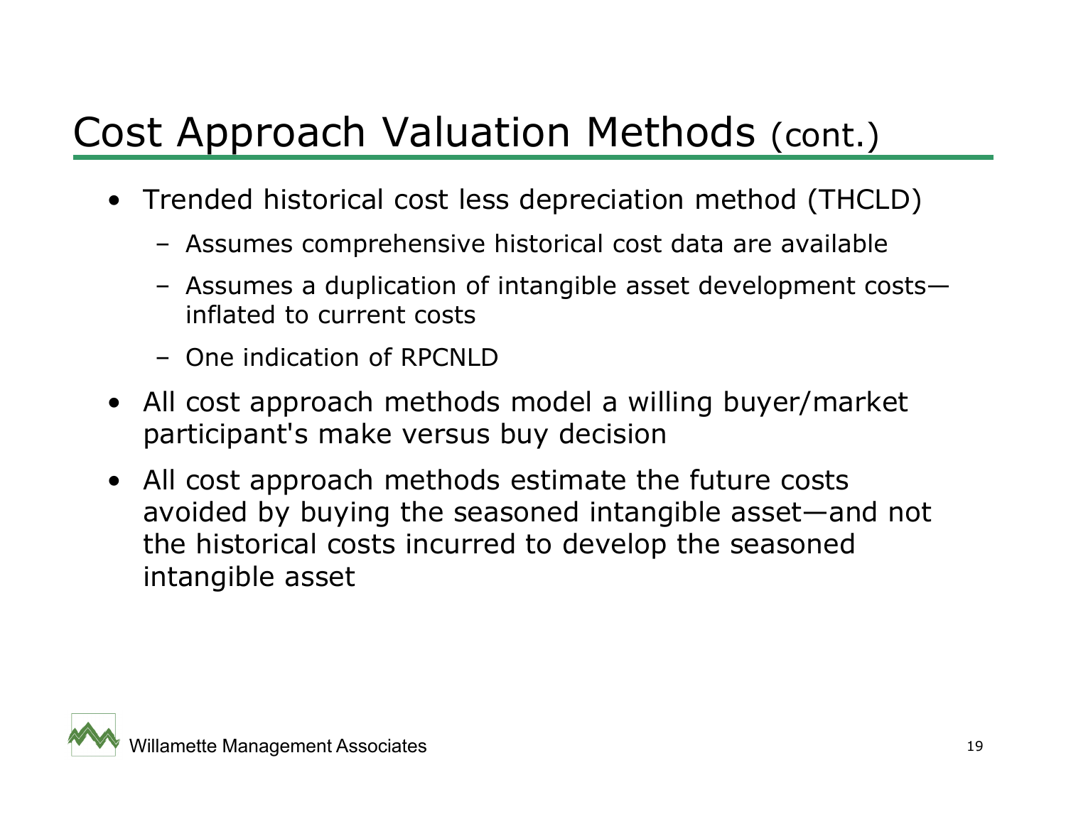# Cost Approach Valuation Methods (cont.)

- Trended historical cost less depreciation method (THCLD)
  - Assumes comprehensive historical cost data are available
  - Assumes a duplication of intangible asset development costs—inflated to current costs
  - One indication of RPCNLD
- All cost approach methods model a willing buyer/market participant's make versus buy decision
- All cost approach methods estimate the future costs avoided by buying the seasoned intangible asset—and not the historical costs incurred to develop the seasoned intangible asset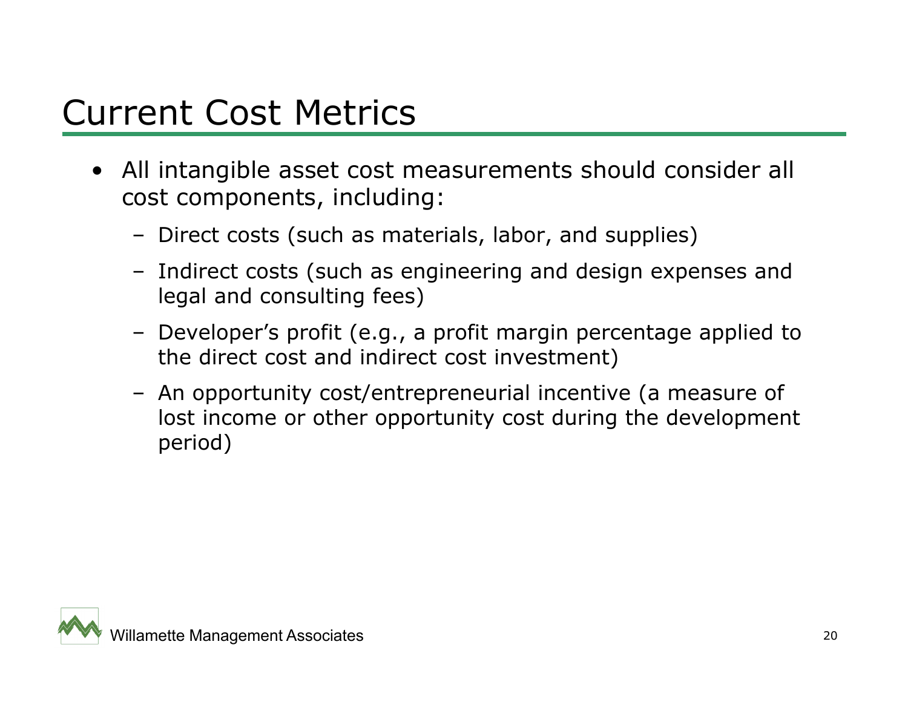# Current Cost Metrics

- All intangible asset cost measurements should consider all cost components, including:
  - Direct costs (such as materials, labor, and supplies)
  - Indirect costs (such as engineering and design expenses and legal and consulting fees)
  - Developer's profit (e.g., a profit margin percentage applied to the direct cost and indirect cost investment)
  - An opportunity cost/entrepreneurial incentive (a measure of lost income or other opportunity cost during the development period)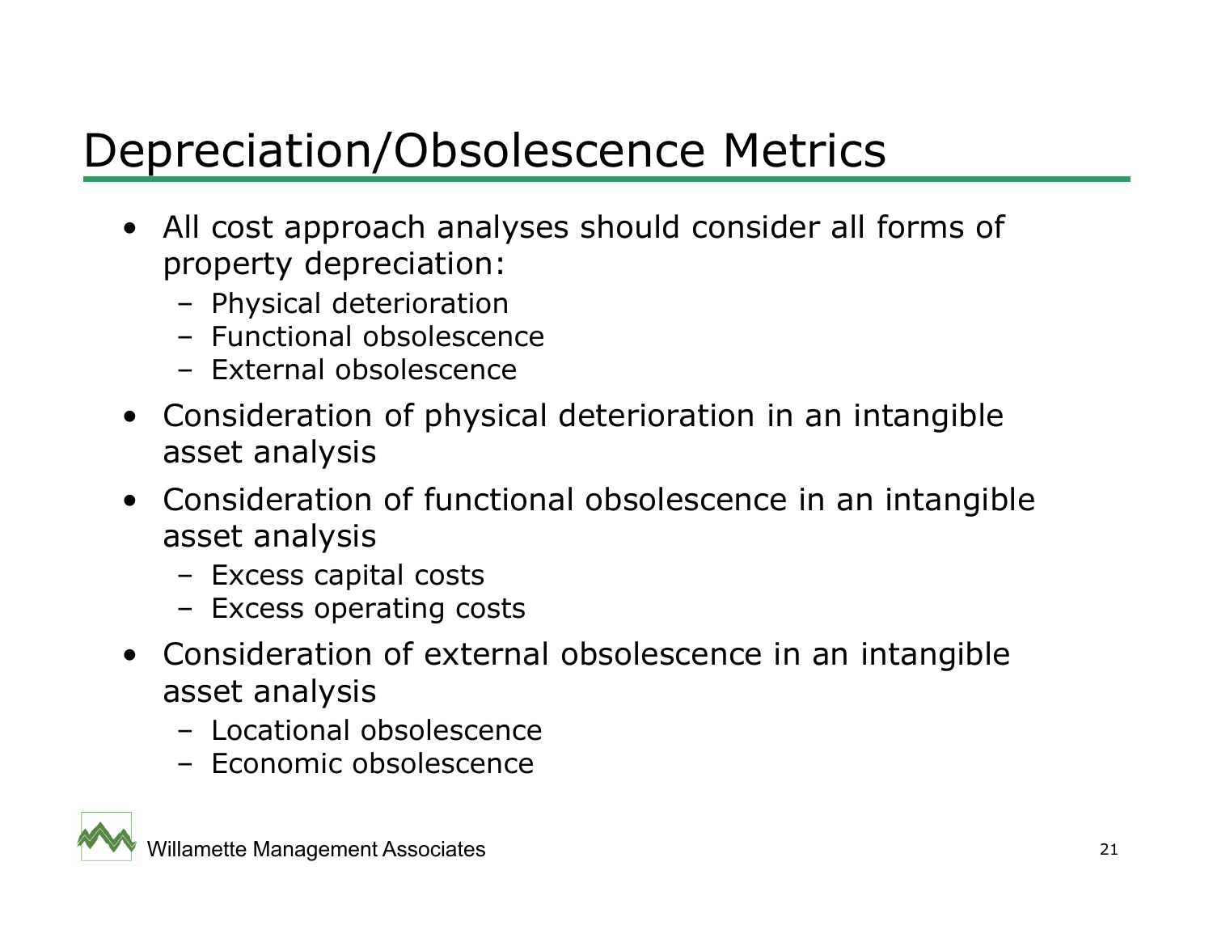# Depreciation/Obsolescence Metrics

- All cost approach analyses should consider all forms of property depreciation:
  - Physical deterioration
  - Functional obsolescence
  - External obsolescence
- Consideration of physical deterioration in an intangible asset analysis
- Consideration of functional obsolescence in an intangible asset analysis
  - Excess capital costs
  - Excess operating costs
- Consideration of external obsolescence in an intangible asset analysis
  - Locational obsolescence
  - Economic obsolescence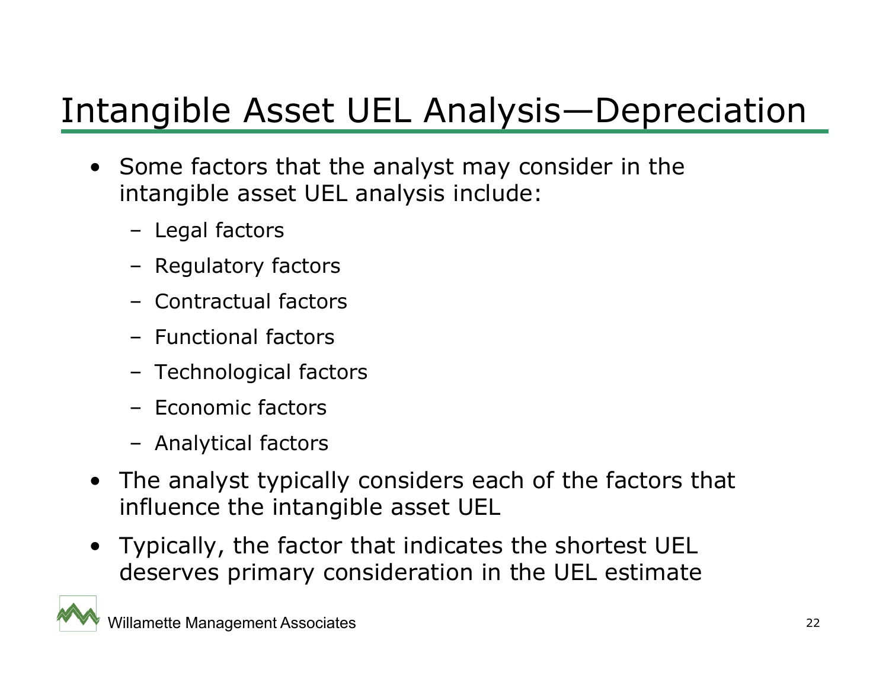# Intangible Asset UEL Analysis—Depreciation

- Some factors that the analyst may consider in the intangible asset UEL analysis include:
  - Legal factors
  - Regulatory factors
  - Contractual factors
  - Functional factors
  - Technological factors
  - Economic factors
  - Analytical factors
- The analyst typically considers each of the factors that influence the intangible asset UEL
- Typically, the factor that indicates the shortest UEL deserves primary consideration in the UEL estimate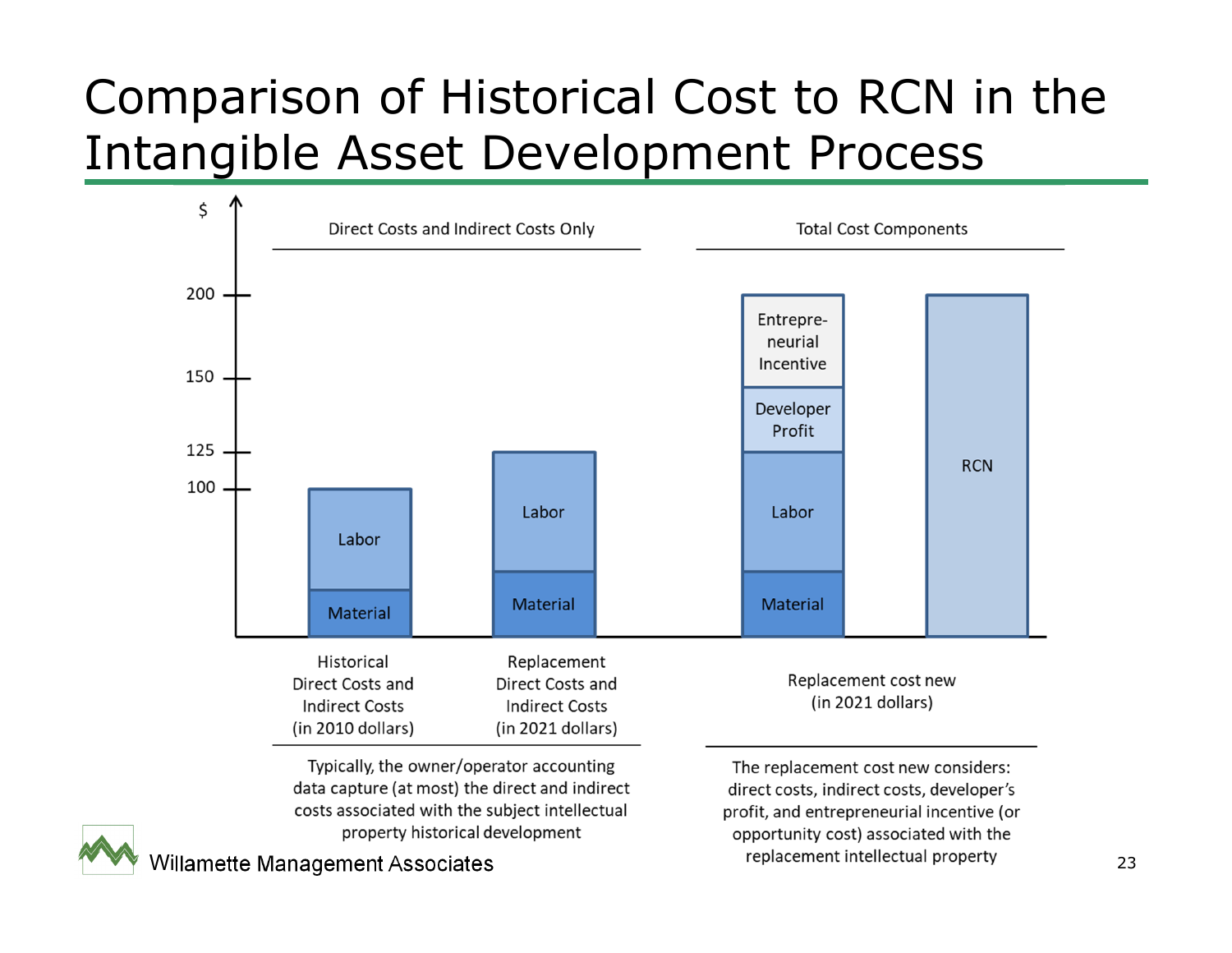# Comparison of Historical Cost to RCN in the Intangible Asset Development Process

| | Direct Costs and Indirect Costs Only | | Total Cost Components | |
|---|---|---|---|---|
| Bar | Historical Direct Costs and Indirect Costs (in 2010 dollars) | Replacement Direct Costs and Indirect Costs (in 2021 dollars) | Replacement cost new (in 2021 dollars) | |
| Components | Material, Labor | Material, Labor | Material, Labor, Developer Profit, Entrepreneurial Incentive | RCN |
| Total ($) | 100 | 125 | 200 | 200 |

Typically, the owner/operator accounting data capture (at most) the direct and indirect costs associated with the subject intellectual property historical development

The replacement cost new considers: direct costs, indirect costs, developer's profit, and entrepreneurial incentive (or opportunity cost) associated with the replacement intellectual property

Willamette Management Associates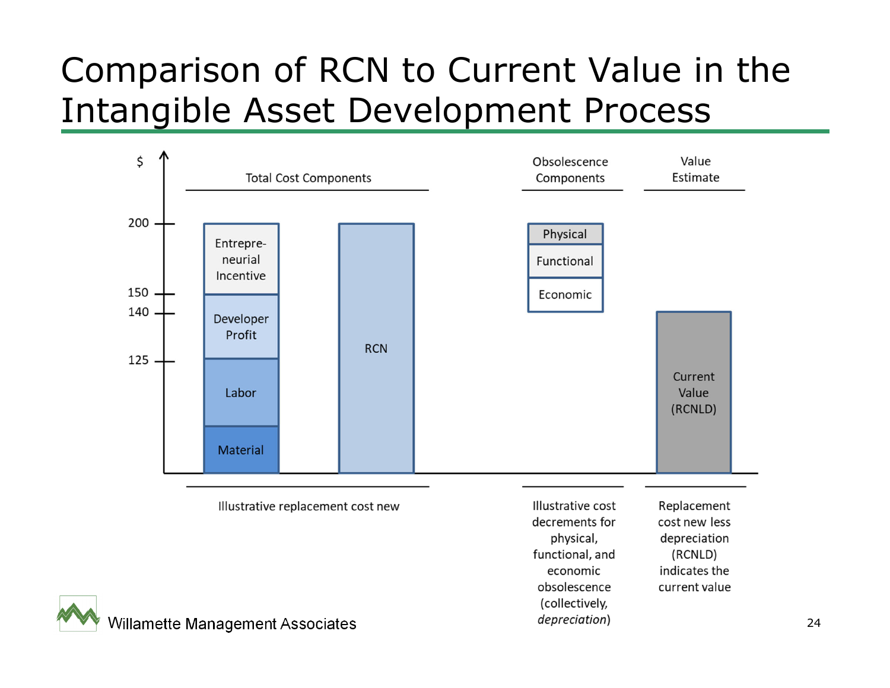# Comparison of RCN to Current Value in the Intangible Asset Development Process

$

200

150

140

125

Total Cost Components

Entrepre-neurial Incentive

Developer Profit

Labor

Material

RCN

Illustrative replacement cost new

Obsolescence Components

Physical

Functional

Economic

Illustrative cost decrements for physical, functional, and economic obsolescence (collectively, *depreciation*)

Value Estimate

Current Value (RCNLD)

Replacement cost new less depreciation (RCNLD) indicates the current value

Willamette Management Associates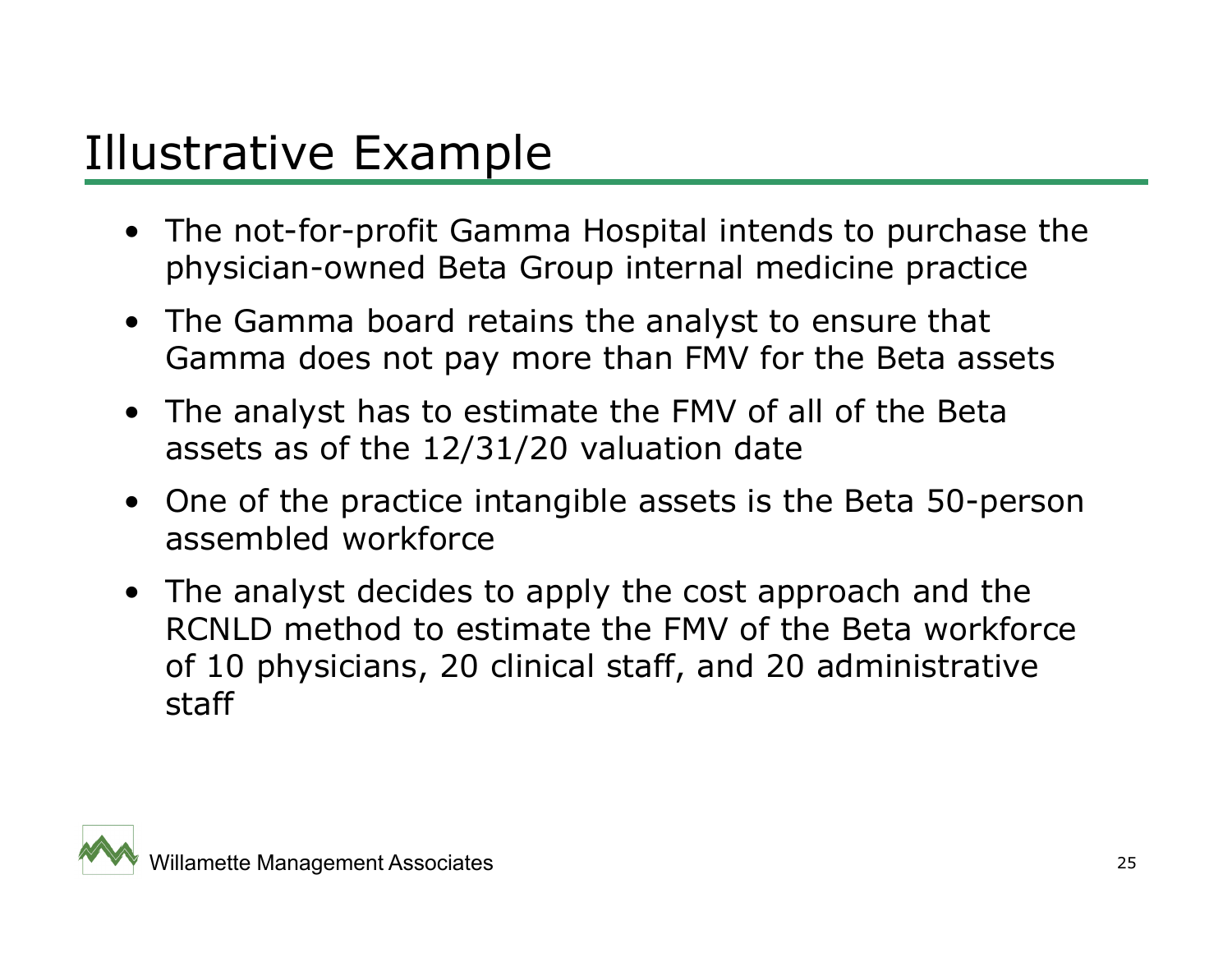# Illustrative Example

- The not-for-profit Gamma Hospital intends to purchase the physician-owned Beta Group internal medicine practice
- The Gamma board retains the analyst to ensure that Gamma does not pay more than FMV for the Beta assets
- The analyst has to estimate the FMV of all of the Beta assets as of the 12/31/20 valuation date
- One of the practice intangible assets is the Beta 50-person assembled workforce
- The analyst decides to apply the cost approach and the RCNLD method to estimate the FMV of the Beta workforce of 10 physicians, 20 clinical staff, and 20 administrative staff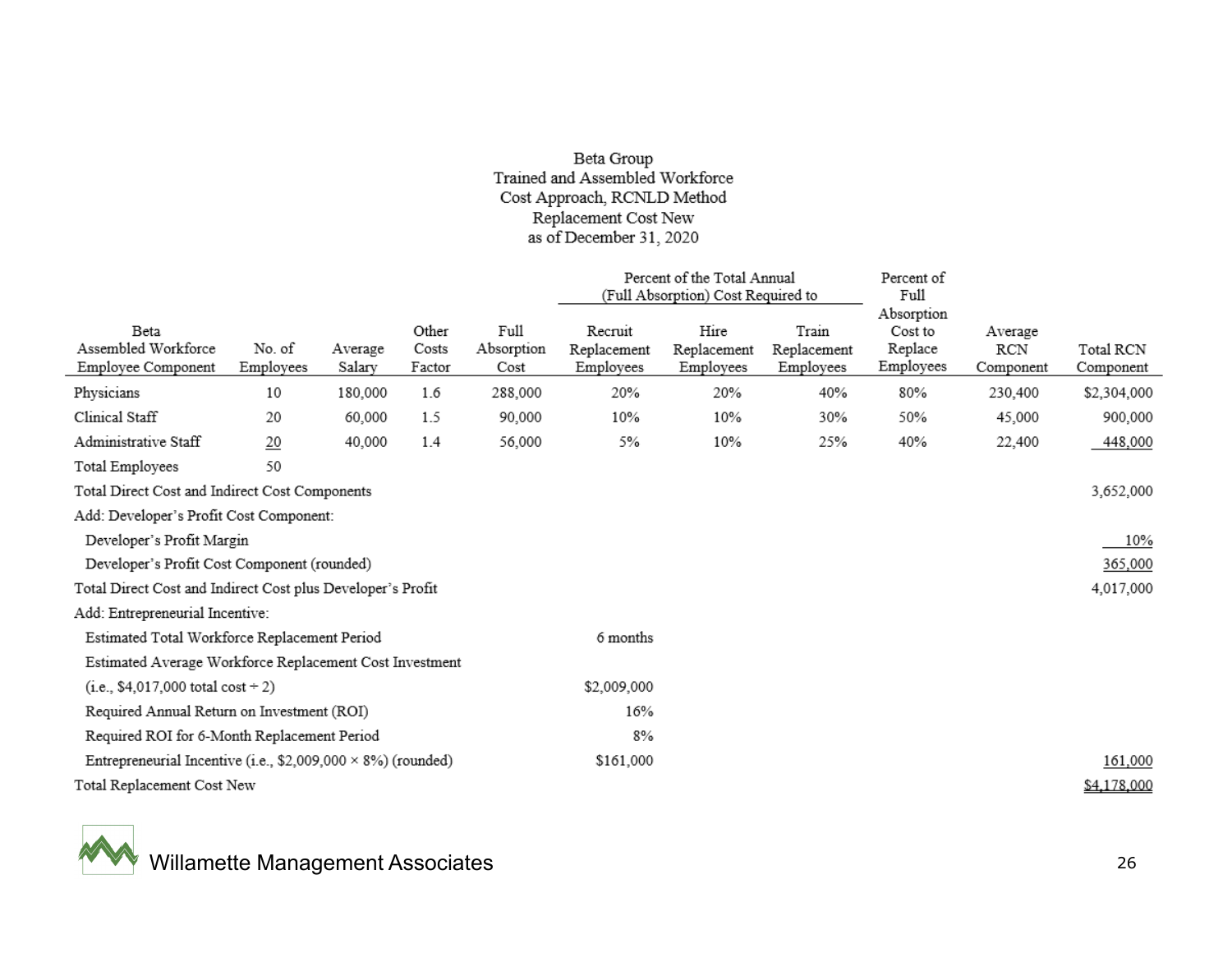Beta Group
Trained and Assembled Workforce
Cost Approach, RCNLD Method
Replacement Cost New
as of December 31, 2020

| Beta Assembled Workforce Employee Component | No. of Employees | Average Salary | Other Costs Factor | Full Absorption Cost | Percent of the Total Annual (Full Absorption) Cost Required to Recruit Replacement Employees | Hire Replacement Employees | Train Replacement Employees | Percent of Full Absorption Cost to Replace Employees | Average RCN Component | Total RCN Component |
|---|---|---|---|---|---|---|---|---|---|---|
| Physicians | 10 | 180,000 | 1.6 | 288,000 | 20% | 20% | 40% | 80% | 230,400 | $2,304,000 |
| Clinical Staff | 20 | 60,000 | 1.5 | 90,000 | 10% | 10% | 30% | 50% | 45,000 | 900,000 |
| Administrative Staff | 20 | 40,000 | 1.4 | 56,000 | 5% | 10% | 25% | 40% | 22,400 | 448,000 |
| Total Employees | 50 | | | | | | | | | |
| Total Direct Cost and Indirect Cost Components | | | | | | | | | | 3,652,000 |
| Add: Developer's Profit Cost Component: | | | | | | | | | | |
| Developer's Profit Margin | | | | | | | | | | 10% |
| Developer's Profit Cost Component (rounded) | | | | | | | | | | 365,000 |
| Total Direct Cost and Indirect Cost plus Developer's Profit | | | | | | | | | | 4,017,000 |
| Add: Entrepreneurial Incentive: | | | | | | | | | | |
| Estimated Total Workforce Replacement Period | | | | | 6 months | | | | | |
| Estimated Average Workforce Replacement Cost Investment (i.e., $4,017,000 total cost ÷ 2) | | | | | $2,009,000 | | | | | |
| Required Annual Return on Investment (ROI) | | | | | 16% | | | | | |
| Required ROI for 6-Month Replacement Period | | | | | 8% | | | | | |
| Entrepreneurial Incentive (i.e., $2,009,000 × 8%) (rounded) | | | | | $161,000 | | | | | 161,000 |
| Total Replacement Cost New | | | | | | | | | | $4,178,000 |

Willamette Management Associates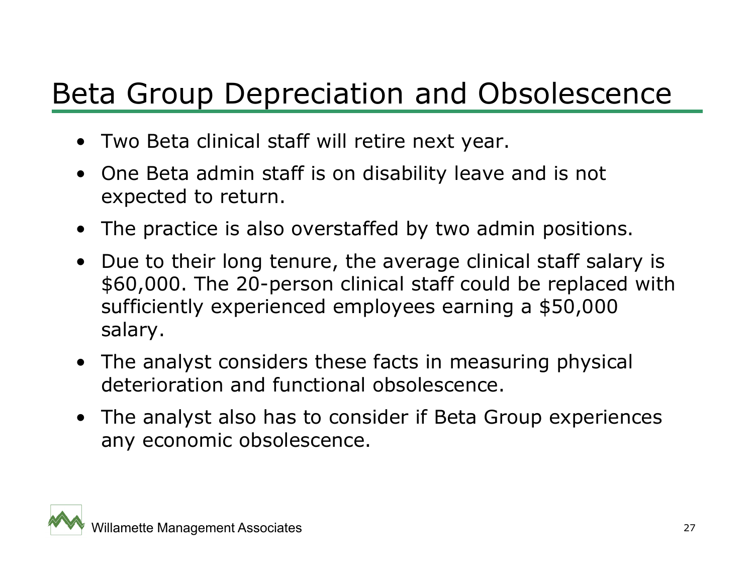# Beta Group Depreciation and Obsolescence

- Two Beta clinical staff will retire next year.
- One Beta admin staff is on disability leave and is not expected to return.
- The practice is also overstaffed by two admin positions.
- Due to their long tenure, the average clinical staff salary is $60,000. The 20-person clinical staff could be replaced with sufficiently experienced employees earning a $50,000 salary.
- The analyst considers these facts in measuring physical deterioration and functional obsolescence.
- The analyst also has to consider if Beta Group experiences any economic obsolescence.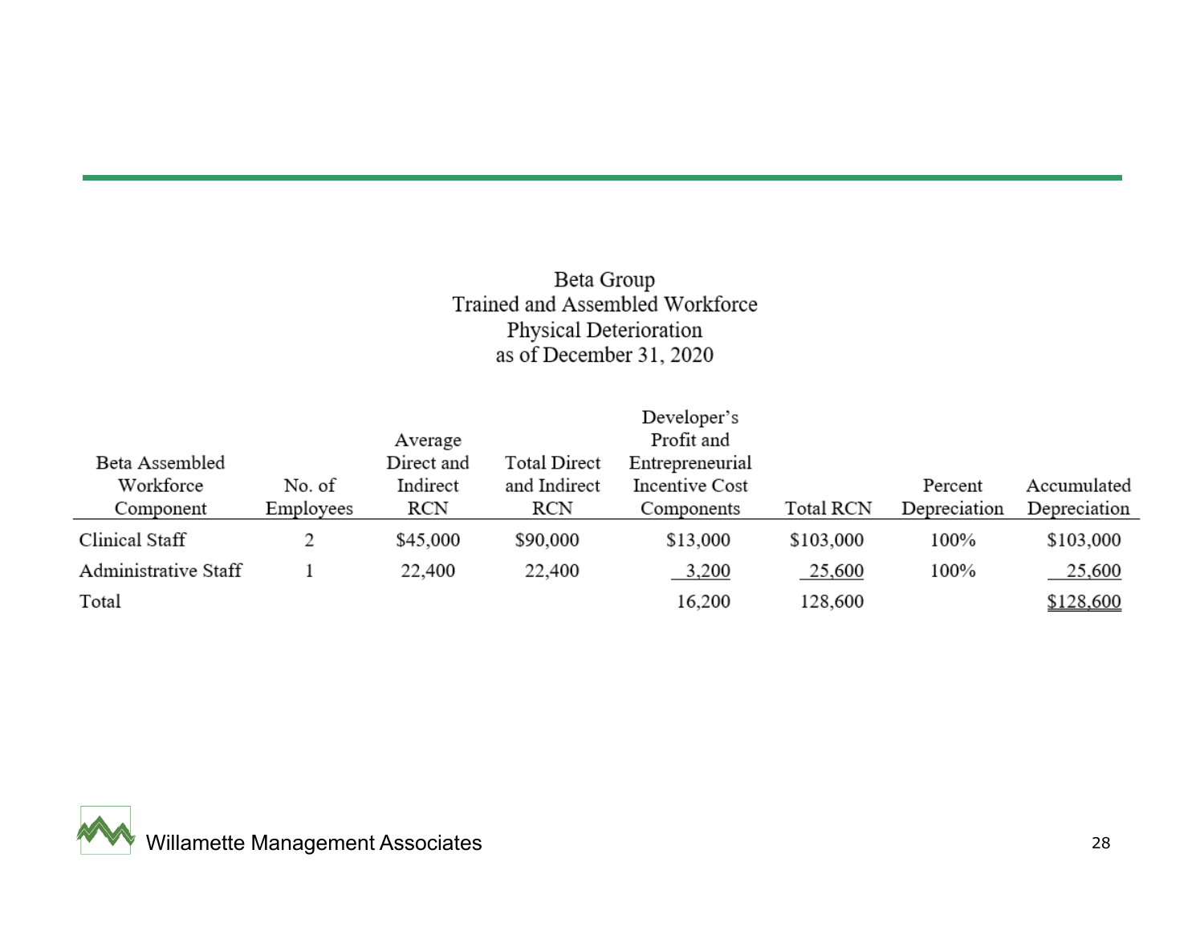Beta Group
Trained and Assembled Workforce
Physical Deterioration
as of December 31, 2020

| Beta Assembled Workforce Component | No. of Employees | Average Direct and Indirect RCN | Total Direct and Indirect RCN | Developer's Profit and Entrepreneurial Incentive Cost Components | Total RCN | Percent Depreciation | Accumulated Depreciation |
|---|---|---|---|---|---|---|---|
| Clinical Staff | 2 | $45,000 | $90,000 | $13,000 | $103,000 | 100% | $103,000 |
| Administrative Staff | 1 | 22,400 | 22,400 | 3,200 | 25,600 | 100% | 25,600 |
| Total | | | | 16,200 | 128,600 | | $128,600 |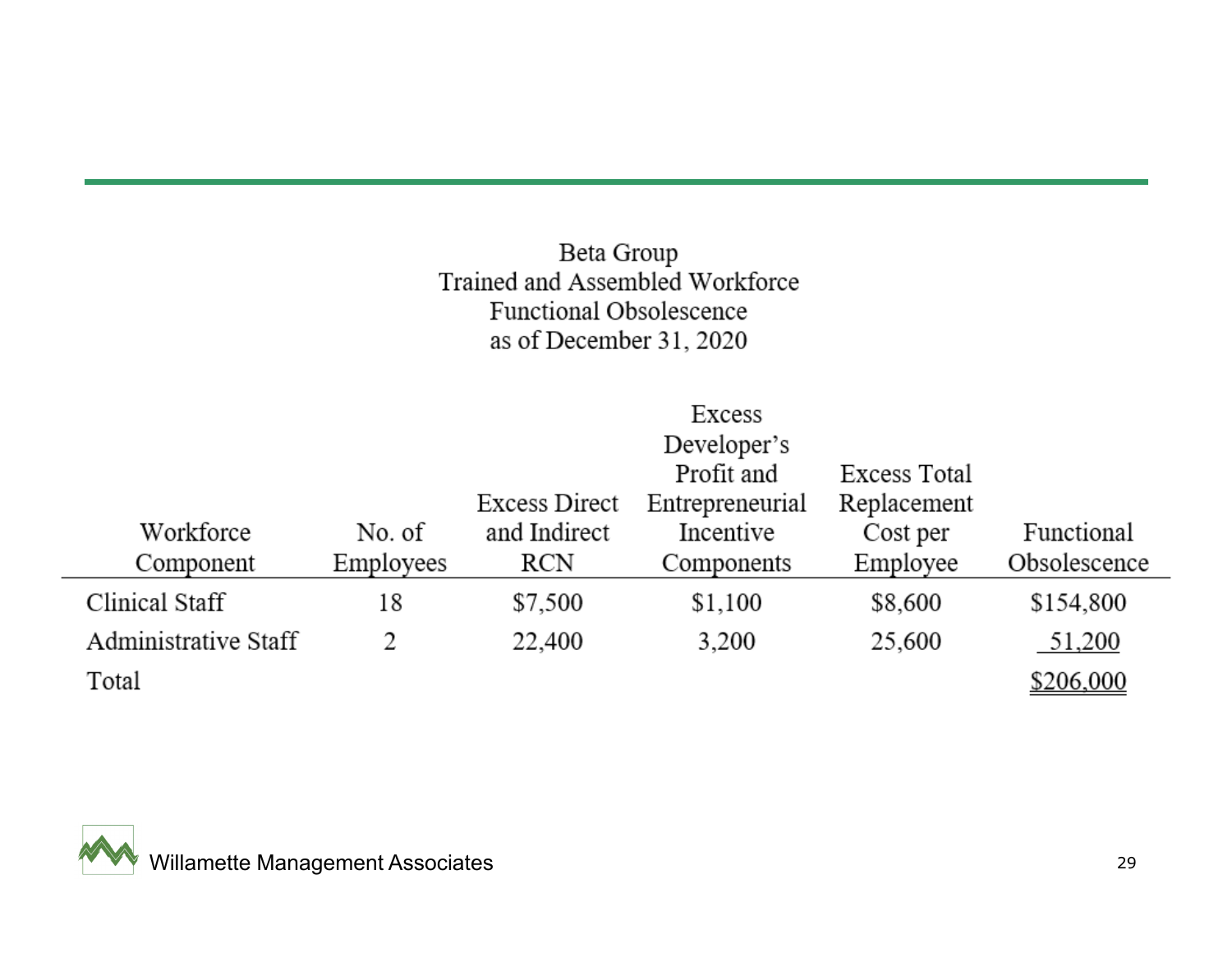Beta Group
Trained and Assembled Workforce
Functional Obsolescence
as of December 31, 2020

| Workforce Component | No. of Employees | Excess Direct and Indirect RCN | Excess Developer's Profit and Entrepreneurial Incentive Components | Excess Total Replacement Cost per Employee | Functional Obsolescence |
|---|---|---|---|---|---|
| Clinical Staff | 18 | $7,500 | $1,100 | $8,600 | $154,800 |
| Administrative Staff | 2 | 22,400 | 3,200 | 25,600 | 51,200 |
| Total | | | | | $206,000 |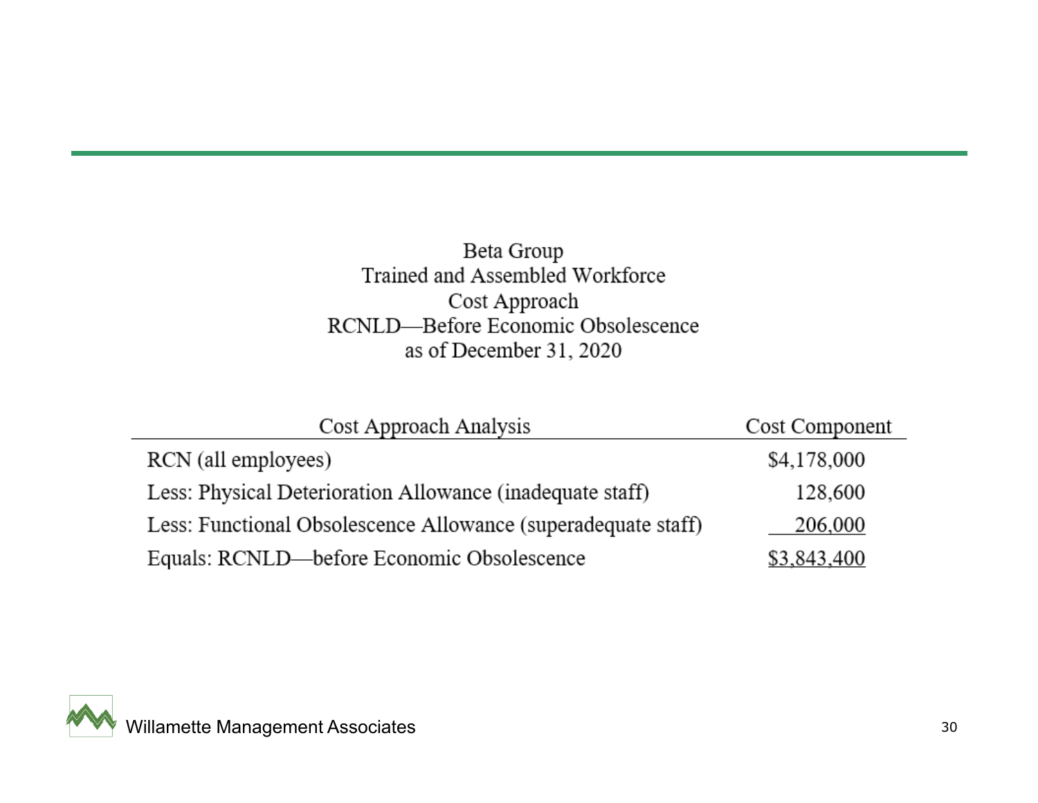Beta Group
Trained and Assembled Workforce
Cost Approach
RCNLD—Before Economic Obsolescence
as of December 31, 2020

| Cost Approach Analysis | Cost Component |
|---|---|
| RCN (all employees) | $4,178,000 |
| Less: Physical Deterioration Allowance (inadequate staff) | 128,600 |
| Less: Functional Obsolescence Allowance (superadequate staff) | 206,000 |
| Equals: RCNLD—before Economic Obsolescence | $3,843,400 |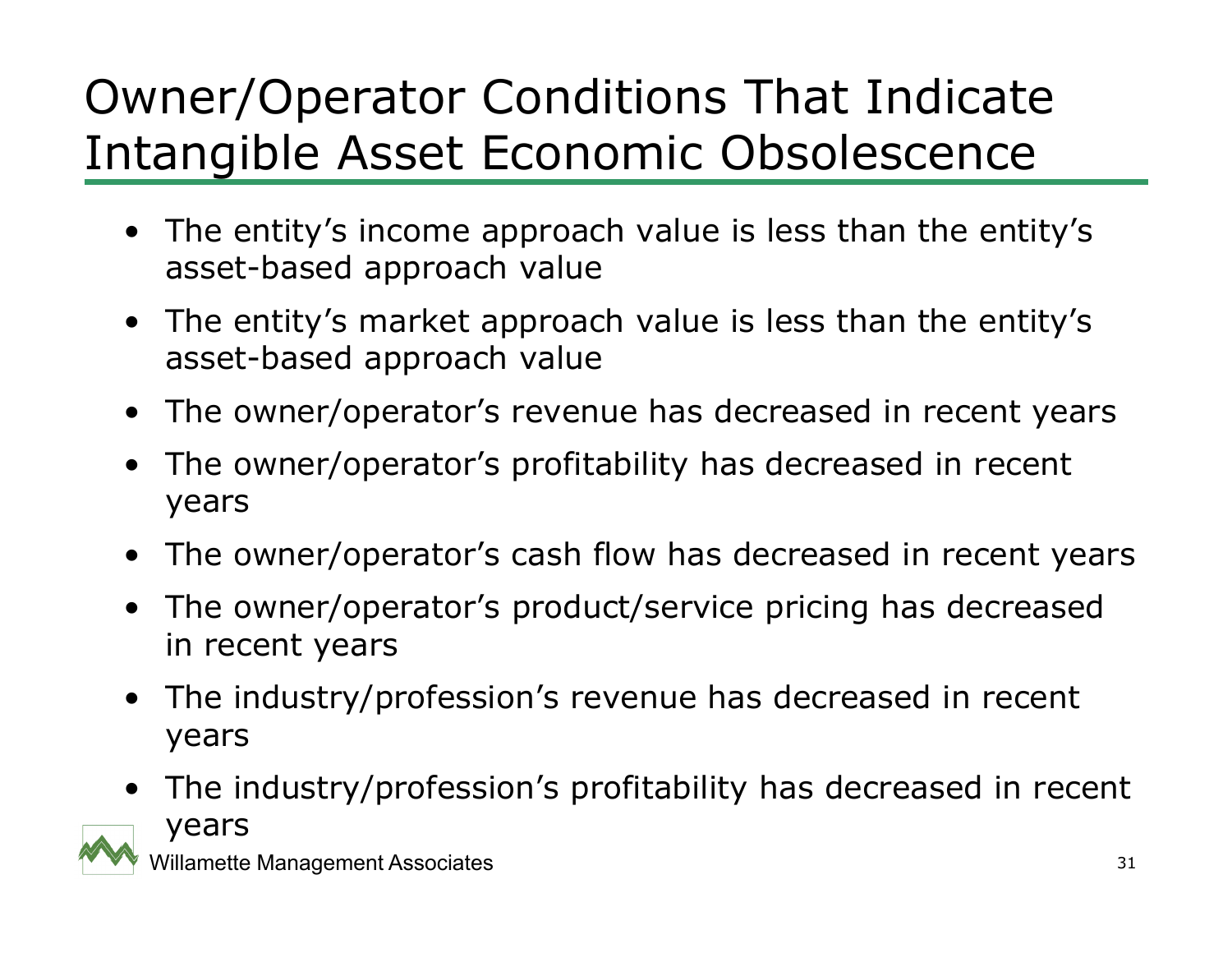# Owner/Operator Conditions That Indicate Intangible Asset Economic Obsolescence

- The entity's income approach value is less than the entity's asset-based approach value
- The entity's market approach value is less than the entity's asset-based approach value
- The owner/operator's revenue has decreased in recent years
- The owner/operator's profitability has decreased in recent years
- The owner/operator's cash flow has decreased in recent years
- The owner/operator's product/service pricing has decreased in recent years
- The industry/profession's revenue has decreased in recent years
- The industry/profession's profitability has decreased in recent years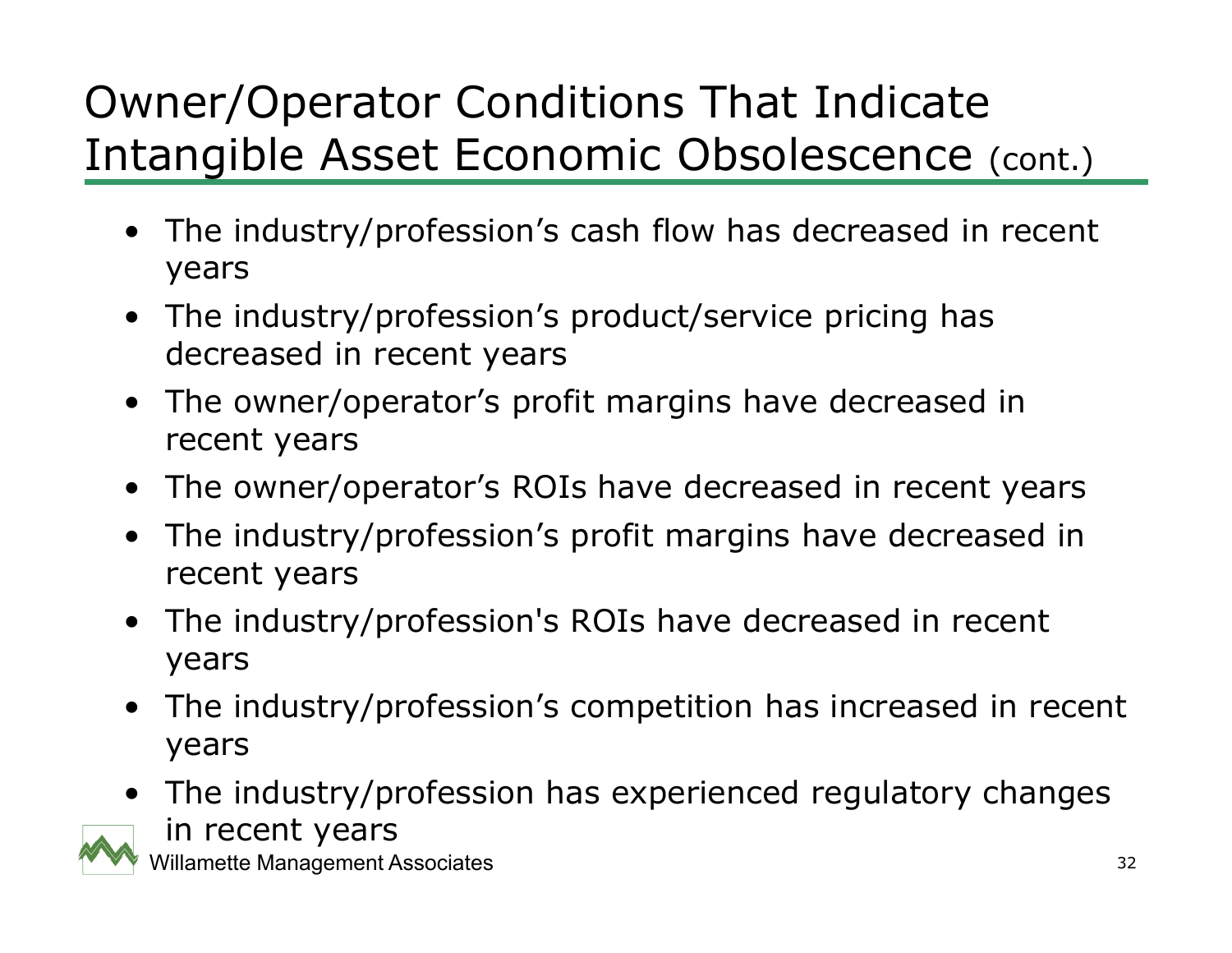# Owner/Operator Conditions That Indicate Intangible Asset Economic Obsolescence (cont.)

- The industry/profession's cash flow has decreased in recent years
- The industry/profession's product/service pricing has decreased in recent years
- The owner/operator's profit margins have decreased in recent years
- The owner/operator's ROIs have decreased in recent years
- The industry/profession's profit margins have decreased in recent years
- The industry/profession's ROIs have decreased in recent years
- The industry/profession's competition has increased in recent years
- The industry/profession has experienced regulatory changes in recent years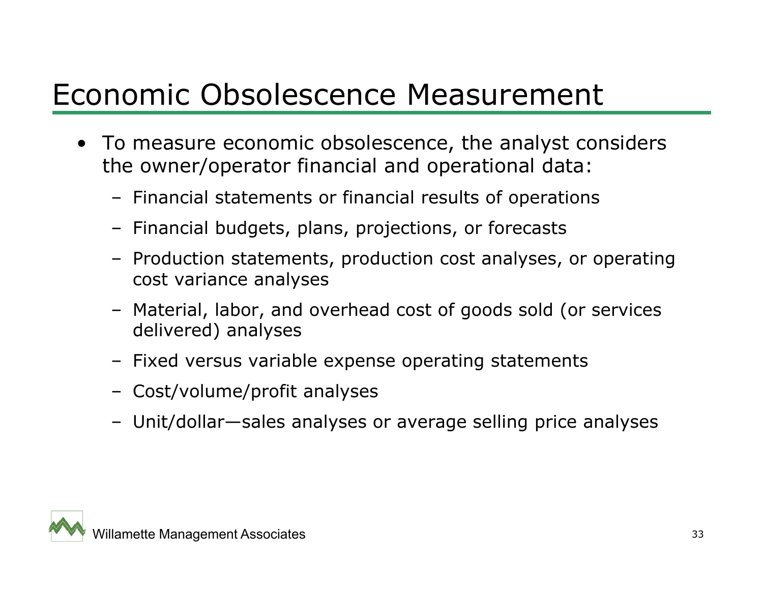# Economic Obsolescence Measurement

- To measure economic obsolescence, the analyst considers the owner/operator financial and operational data:
  - Financial statements or financial results of operations
  - Financial budgets, plans, projections, or forecasts
  - Production statements, production cost analyses, or operating cost variance analyses
  - Material, labor, and overhead cost of goods sold (or services delivered) analyses
  - Fixed versus variable expense operating statements
  - Cost/volume/profit analyses
  - Unit/dollar—sales analyses or average selling price analyses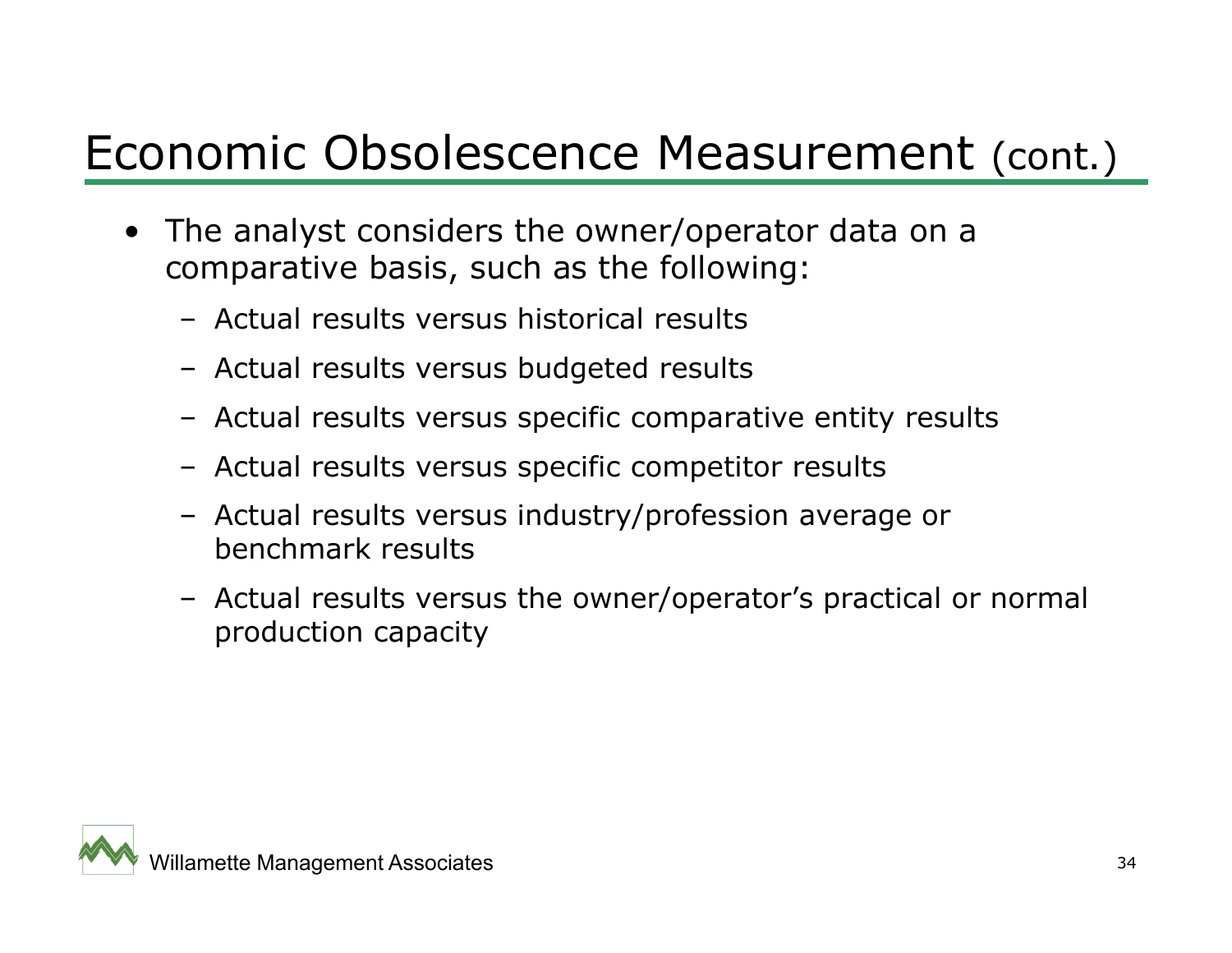# Economic Obsolescence Measurement (cont.)

- The analyst considers the owner/operator data on a comparative basis, such as the following:
  - Actual results versus historical results
  - Actual results versus budgeted results
  - Actual results versus specific comparative entity results
  - Actual results versus specific competitor results
  - Actual results versus industry/profession average or benchmark results
  - Actual results versus the owner/operator's practical or normal production capacity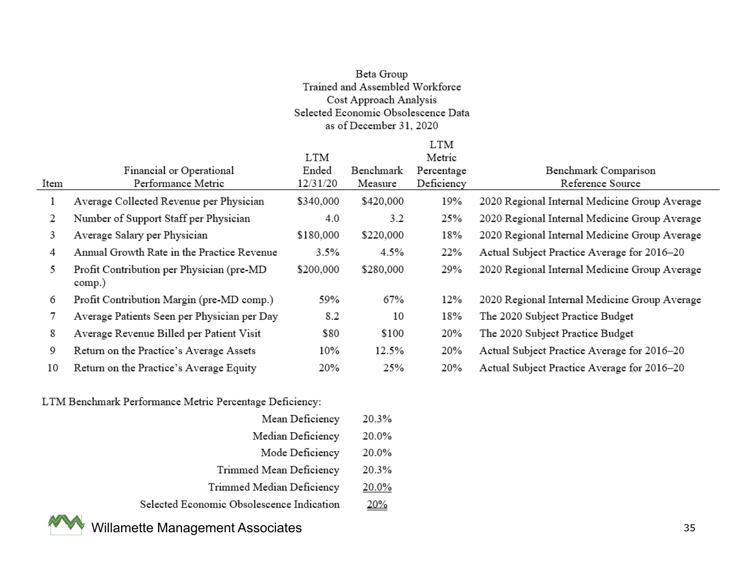Beta Group
Trained and Assembled Workforce
Cost Approach Analysis
Selected Economic Obsolescence Data
as of December 31, 2020

| Item | Financial or Operational Performance Metric | LTM Ended 12/31/20 | Benchmark Measure | LTM Metric Percentage Deficiency | Benchmark Comparison Reference Source |
|---|---|---|---|---|---|
| 1 | Average Collected Revenue per Physician | $340,000 | $420,000 | 19% | 2020 Regional Internal Medicine Group Average |
| 2 | Number of Support Staff per Physician | 4.0 | 3.2 | 25% | 2020 Regional Internal Medicine Group Average |
| 3 | Average Salary per Physician | $180,000 | $220,000 | 18% | 2020 Regional Internal Medicine Group Average |
| 4 | Annual Growth Rate in the Practice Revenue | 3.5% | 4.5% | 22% | Actual Subject Practice Average for 2016–20 |
| 5 | Profit Contribution per Physician (pre-MD comp.) | $200,000 | $280,000 | 29% | 2020 Regional Internal Medicine Group Average |
| 6 | Profit Contribution Margin (pre-MD comp.) | 59% | 67% | 12% | 2020 Regional Internal Medicine Group Average |
| 7 | Average Patients Seen per Physician per Day | 8.2 | 10 | 18% | The 2020 Subject Practice Budget |
| 8 | Average Revenue Billed per Patient Visit | $80 | $100 | 20% | The 2020 Subject Practice Budget |
| 9 | Return on the Practice's Average Assets | 10% | 12.5% | 20% | Actual Subject Practice Average for 2016–20 |
| 10 | Return on the Practice's Average Equity | 20% | 25% | 20% | Actual Subject Practice Average for 2016–20 |

LTM Benchmark Performance Metric Percentage Deficiency:

| | |
|---|---|
| Mean Deficiency | 20.3% |
| Median Deficiency | 20.0% |
| Mode Deficiency | 20.0% |
| Trimmed Mean Deficiency | 20.3% |
| Trimmed Median Deficiency | 20.0% |
| Selected Economic Obsolescence Indication | 20% |

Willamette Management Associates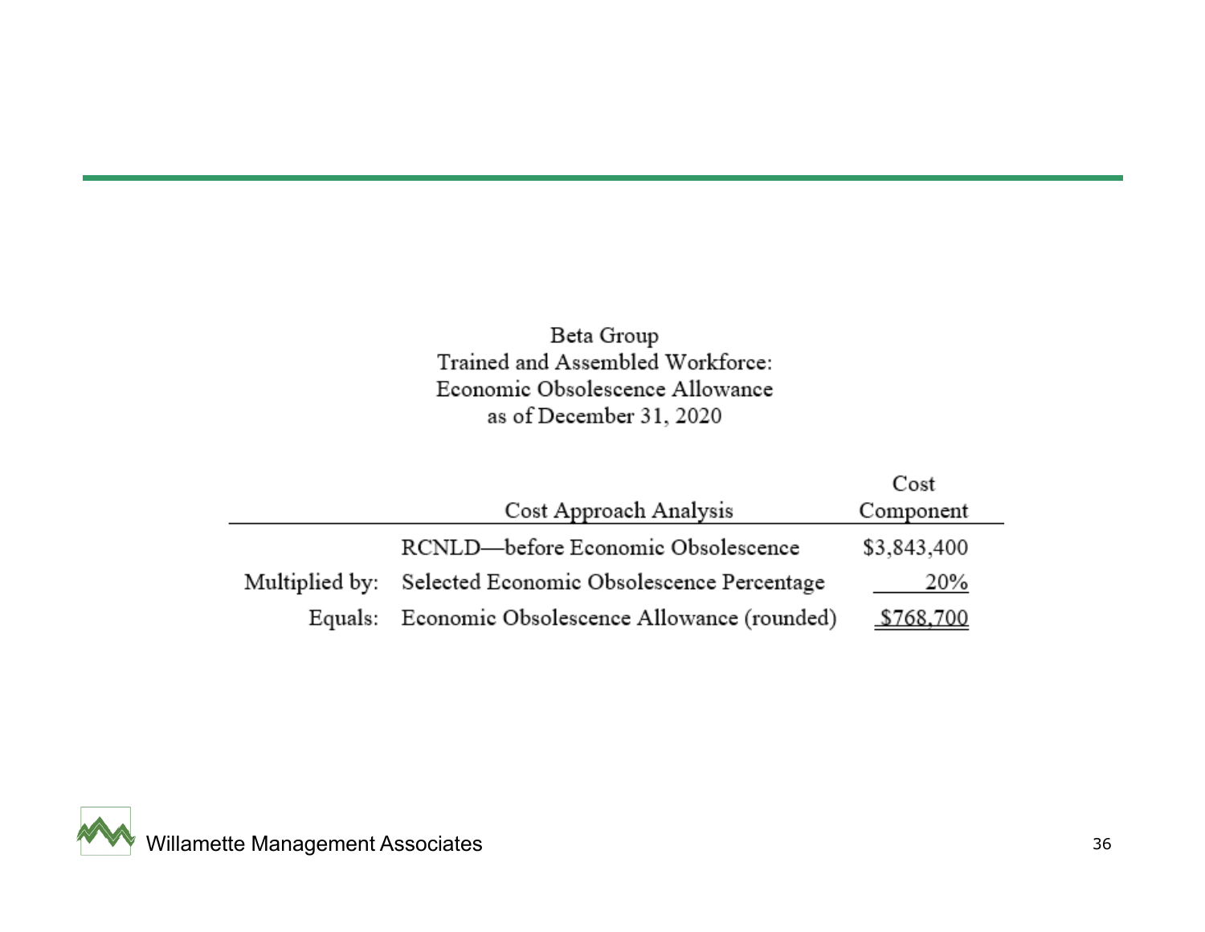Beta Group
Trained and Assembled Workforce:
Economic Obsolescence Allowance
as of December 31, 2020

| | Cost Approach Analysis | Cost Component |
|---|---|---|
| | RCNLD—before Economic Obsolescence | $3,843,400 |
| Multiplied by: | Selected Economic Obsolescence Percentage | 20% |
| Equals: | Economic Obsolescence Allowance (rounded) | $768,700 |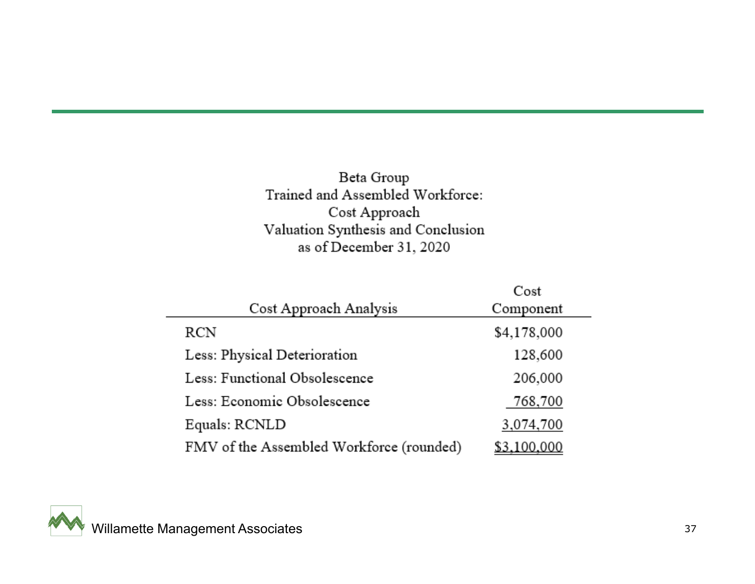Beta Group
Trained and Assembled Workforce:
Cost Approach
Valuation Synthesis and Conclusion
as of December 31, 2020

| Cost Approach Analysis | Cost Component |
|---|---|
| RCN | $4,178,000 |
| Less: Physical Deterioration | 128,600 |
| Less: Functional Obsolescence | 206,000 |
| Less: Economic Obsolescence | 768,700 |
| Equals: RCNLD | 3,074,700 |
| FMV of the Assembled Workforce (rounded) | $3,100,000 |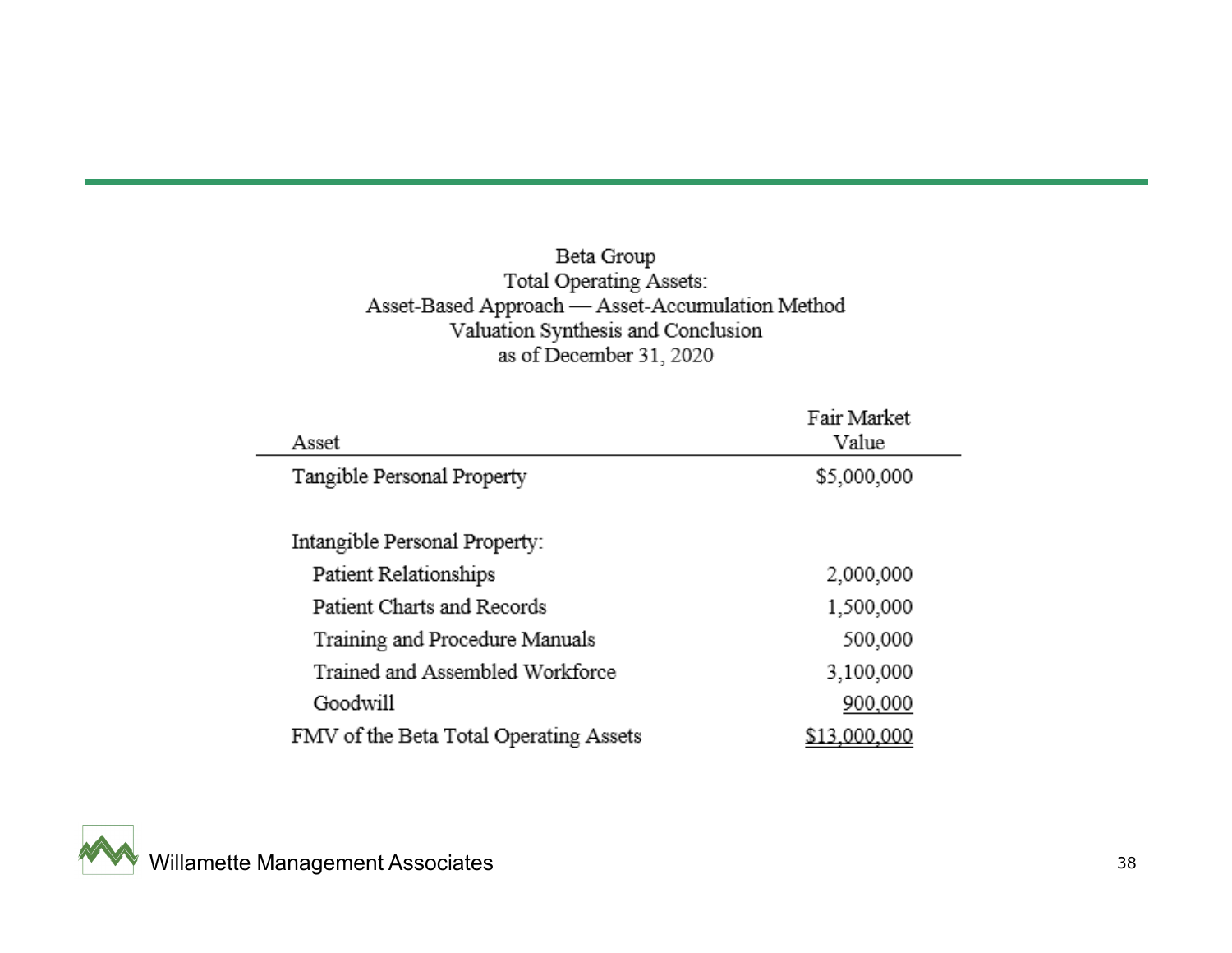Beta Group
Total Operating Assets:
Asset-Based Approach — Asset-Accumulation Method
Valuation Synthesis and Conclusion
as of December 31, 2020

| Asset | Fair Market Value |
|---|---|
| Tangible Personal Property | $5,000,000 |
| | |
| Intangible Personal Property: | |
| Patient Relationships | 2,000,000 |
| Patient Charts and Records | 1,500,000 |
| Training and Procedure Manuals | 500,000 |
| Trained and Assembled Workforce | 3,100,000 |
| Goodwill | 900,000 |
| FMV of the Beta Total Operating Assets | $13,000,000 |

Willamette Management Associates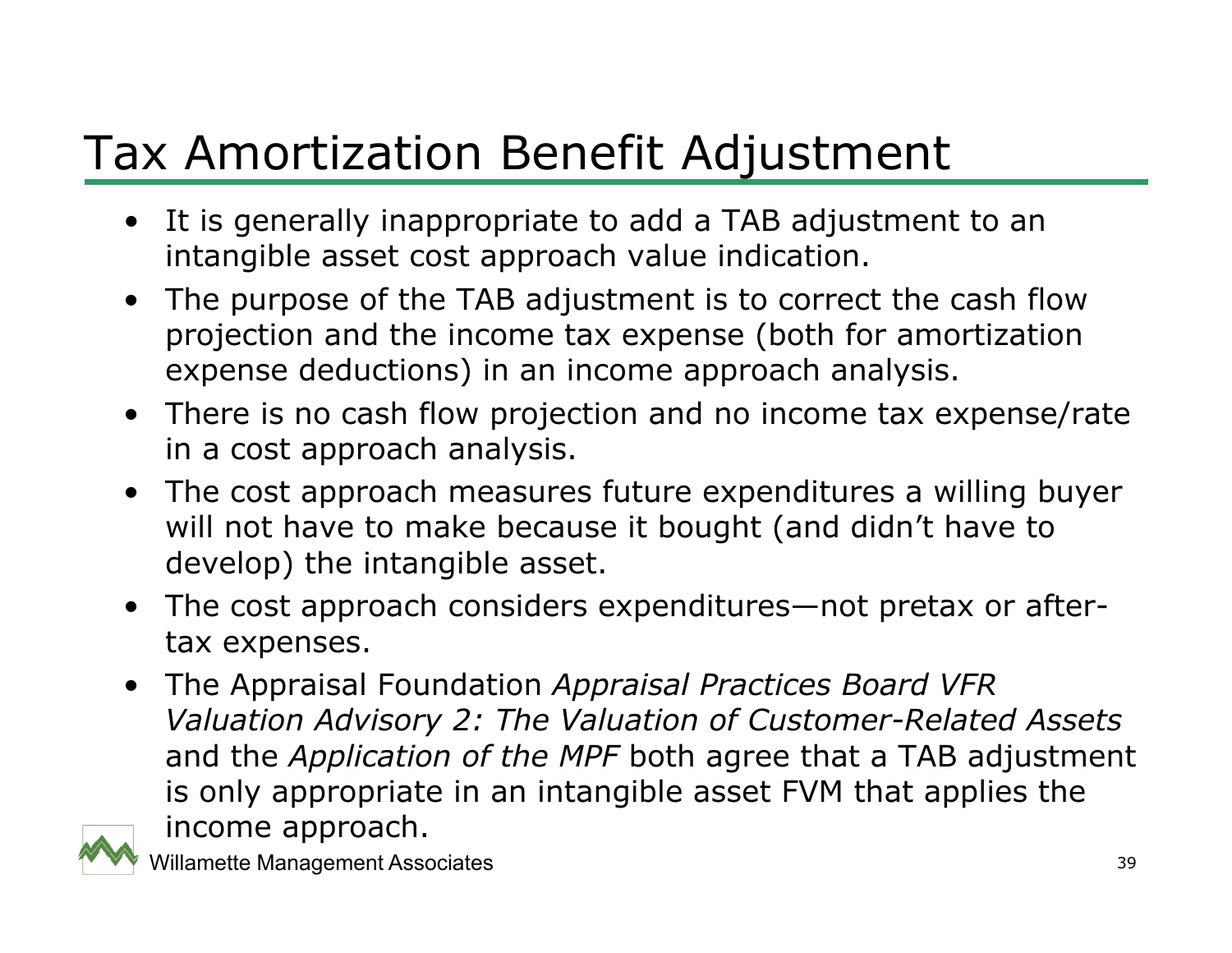# Tax Amortization Benefit Adjustment

- It is generally inappropriate to add a TAB adjustment to an intangible asset cost approach value indication.
- The purpose of the TAB adjustment is to correct the cash flow projection and the income tax expense (both for amortization expense deductions) in an income approach analysis.
- There is no cash flow projection and no income tax expense/rate in a cost approach analysis.
- The cost approach measures future expenditures a willing buyer will not have to make because it bought (and didn't have to develop) the intangible asset.
- The cost approach considers expenditures—not pretax or after-tax expenses.
- The Appraisal Foundation *Appraisal Practices Board VFR Valuation Advisory 2: The Valuation of Customer-Related Assets* and the *Application of the MPF* both agree that a TAB adjustment is only appropriate in an intangible asset FVM that applies the income approach.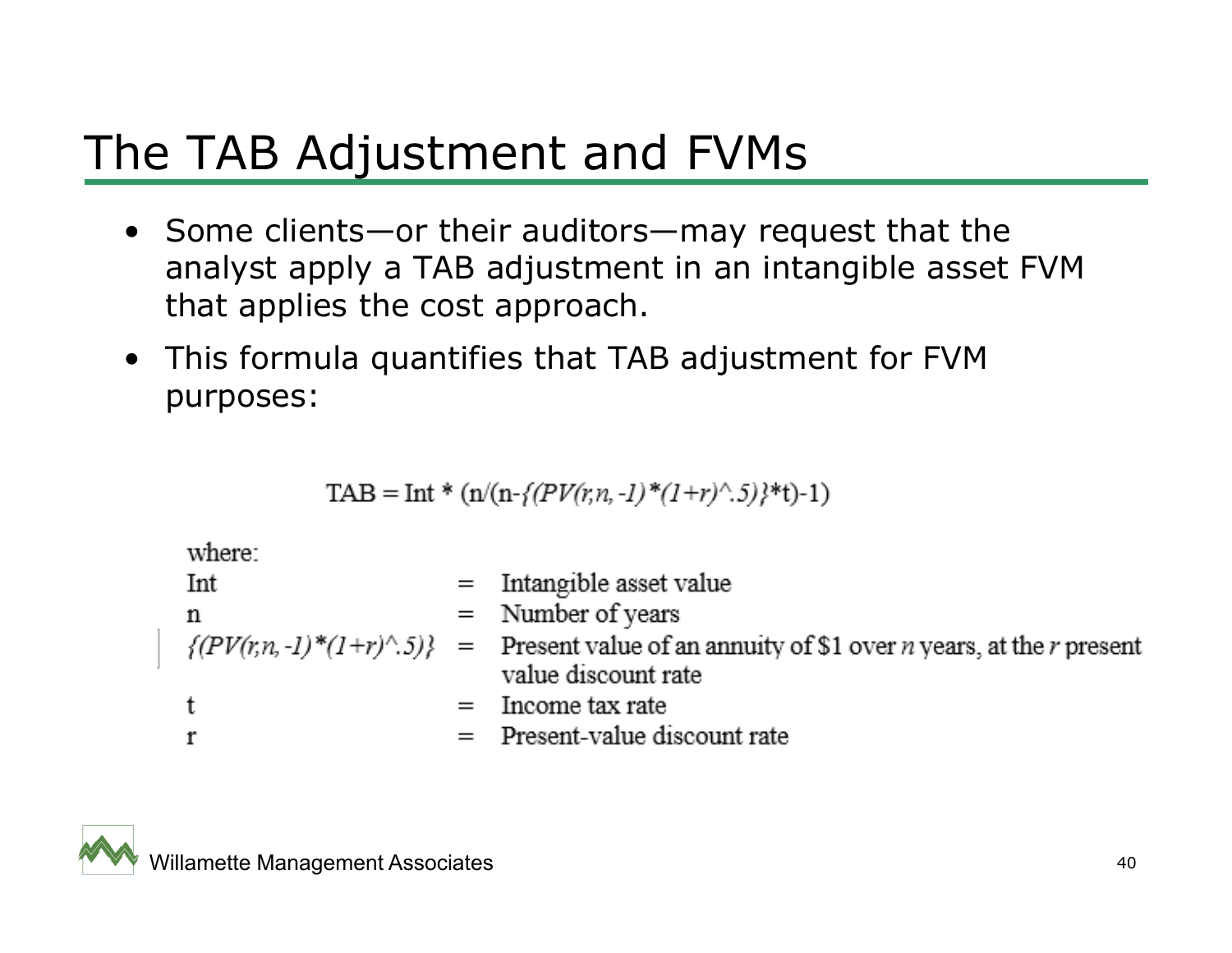# The TAB Adjustment and FVMs

- Some clients—or their auditors—may request that the analyst apply a TAB adjustment in an intangible asset FVM that applies the cost approach.
- This formula quantifies that TAB adjustment for FVM purposes:

TAB = Int * (n/(n-*{(PV(r,n,-1)*(1+r)^.5)}**t)-1)

where:

| | | |
|---|---|---|
| Int | = | Intangible asset value |
| n | = | Number of years |
| *{(PV(r,n,-1)*(1+r)^.5)}* | = | Present value of an annuity of $1 over *n* years, at the *r* present value discount rate |
| t | = | Income tax rate |
| r | = | Present-value discount rate |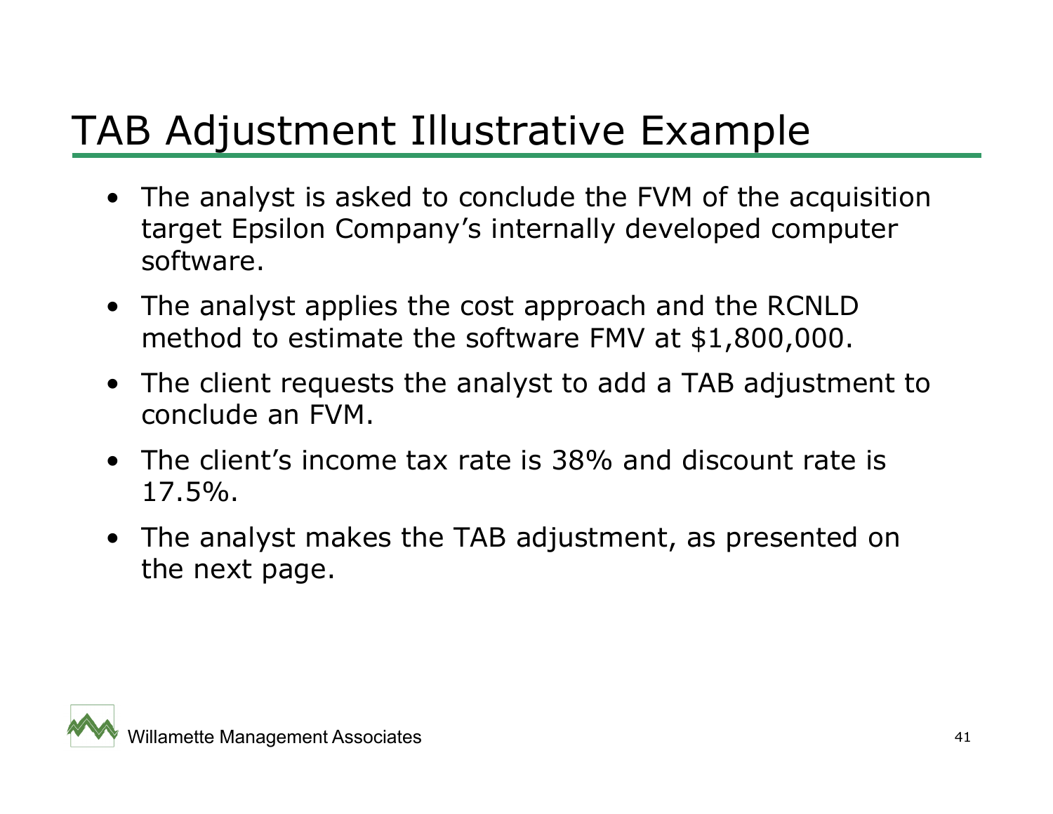# TAB Adjustment Illustrative Example

- The analyst is asked to conclude the FVM of the acquisition target Epsilon Company's internally developed computer software.
- The analyst applies the cost approach and the RCNLD method to estimate the software FMV at $1,800,000.
- The client requests the analyst to add a TAB adjustment to conclude an FVM.
- The client's income tax rate is 38% and discount rate is 17.5%.
- The analyst makes the TAB adjustment, as presented on the next page.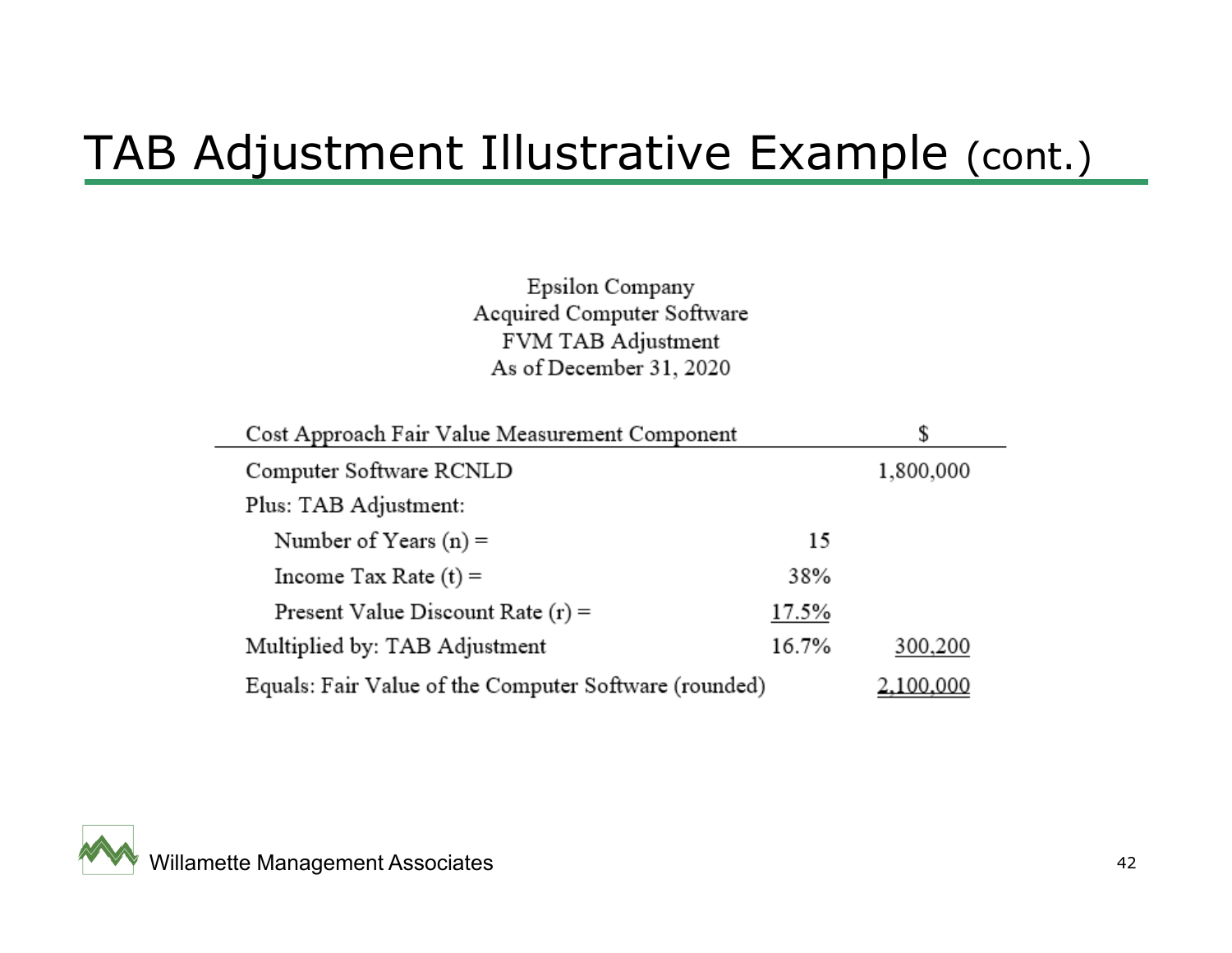# TAB Adjustment Illustrative Example (cont.)

Epsilon Company
Acquired Computer Software
FVM TAB Adjustment
As of December 31, 2020

| Cost Approach Fair Value Measurement Component | | $ |
|---|---|---|
| Computer Software RCNLD | | 1,800,000 |
| Plus: TAB Adjustment: | | |
| Number of Years (n) = | 15 | |
| Income Tax Rate (t) = | 38% | |
| Present Value Discount Rate (r) = | 17.5% | |
| Multiplied by: TAB Adjustment | 16.7% | 300,200 |
| Equals: Fair Value of the Computer Software (rounded) | | 2,100,000 |

Willamette Management Associates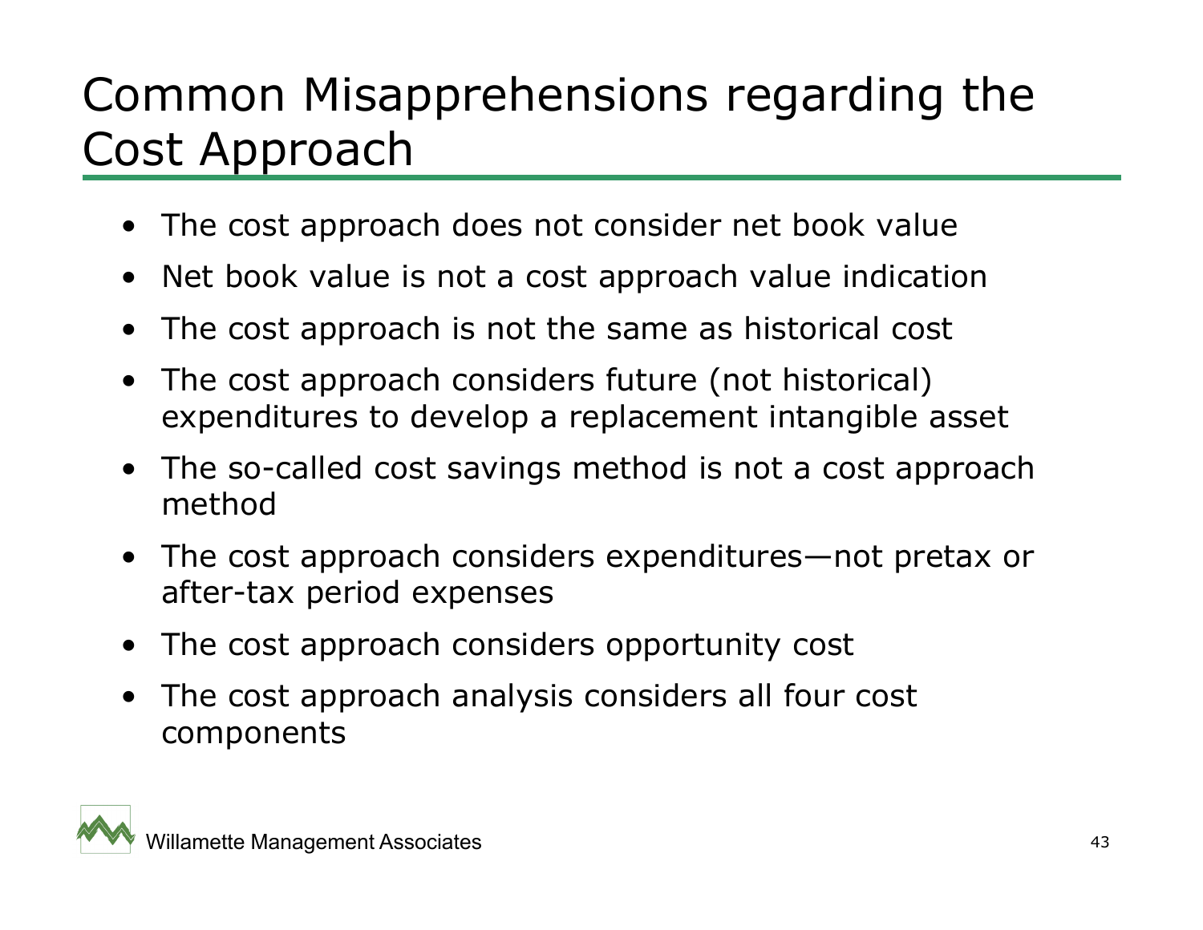# Common Misapprehensions regarding the Cost Approach

- The cost approach does not consider net book value
- Net book value is not a cost approach value indication
- The cost approach is not the same as historical cost
- The cost approach considers future (not historical) expenditures to develop a replacement intangible asset
- The so-called cost savings method is not a cost approach method
- The cost approach considers expenditures—not pretax or after-tax period expenses
- The cost approach considers opportunity cost
- The cost approach analysis considers all four cost components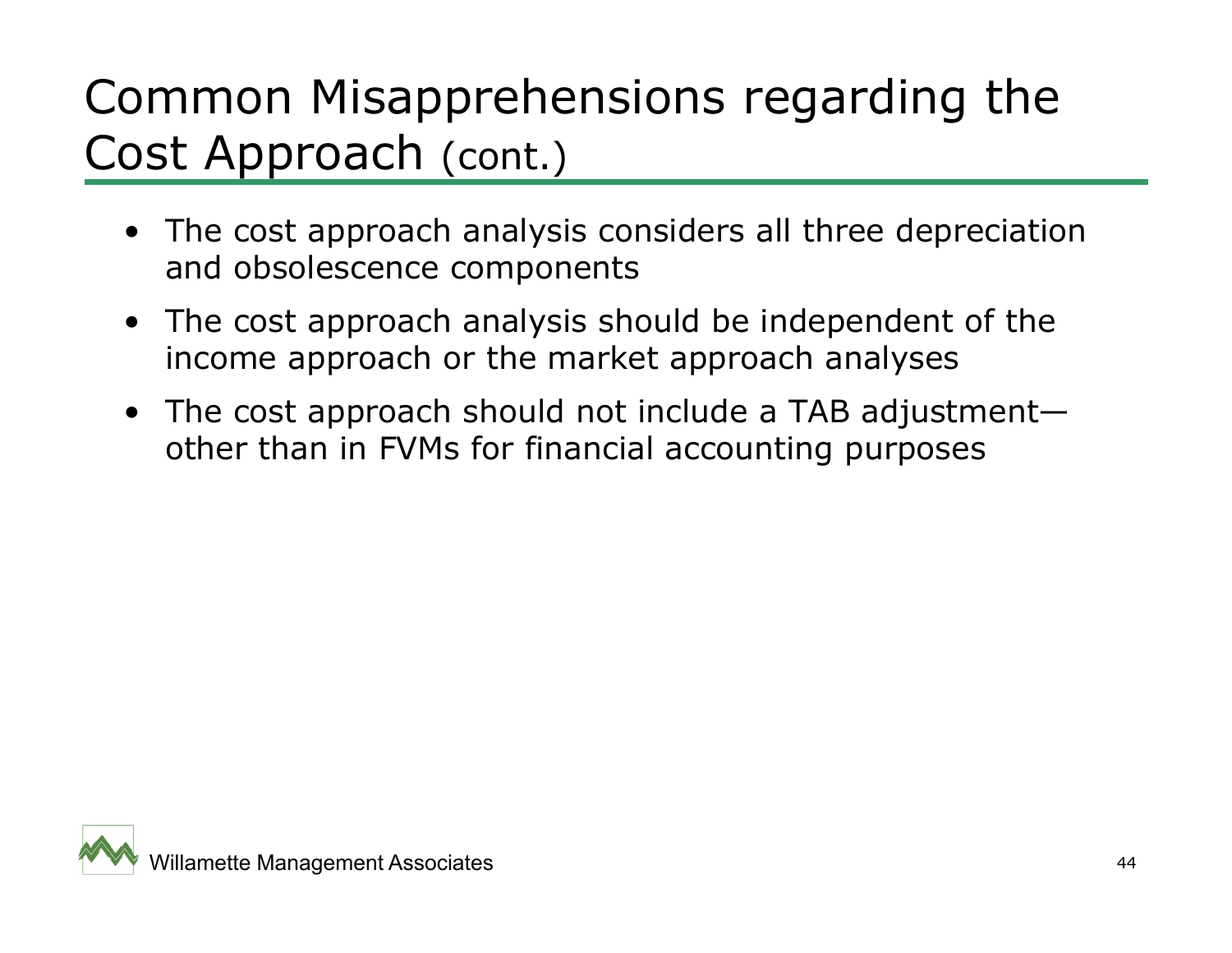# Common Misapprehensions regarding the Cost Approach (cont.)

- The cost approach analysis considers all three depreciation and obsolescence components
- The cost approach analysis should be independent of the income approach or the market approach analyses
- The cost approach should not include a TAB adjustment—other than in FVMs for financial accounting purposes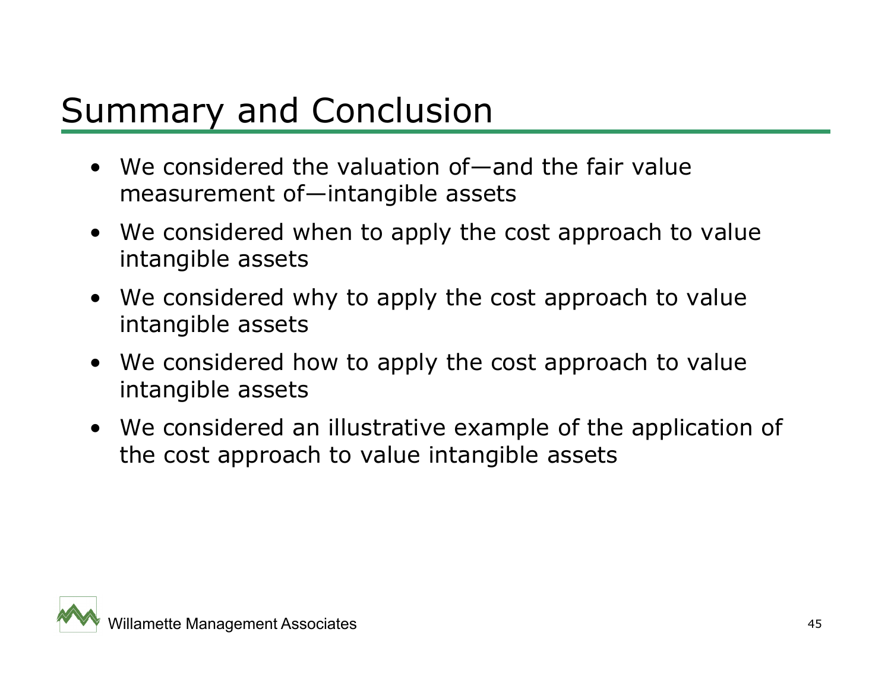# Summary and Conclusion

- We considered the valuation of—and the fair value measurement of—intangible assets
- We considered when to apply the cost approach to value intangible assets
- We considered why to apply the cost approach to value intangible assets
- We considered how to apply the cost approach to value intangible assets
- We considered an illustrative example of the application of the cost approach to value intangible assets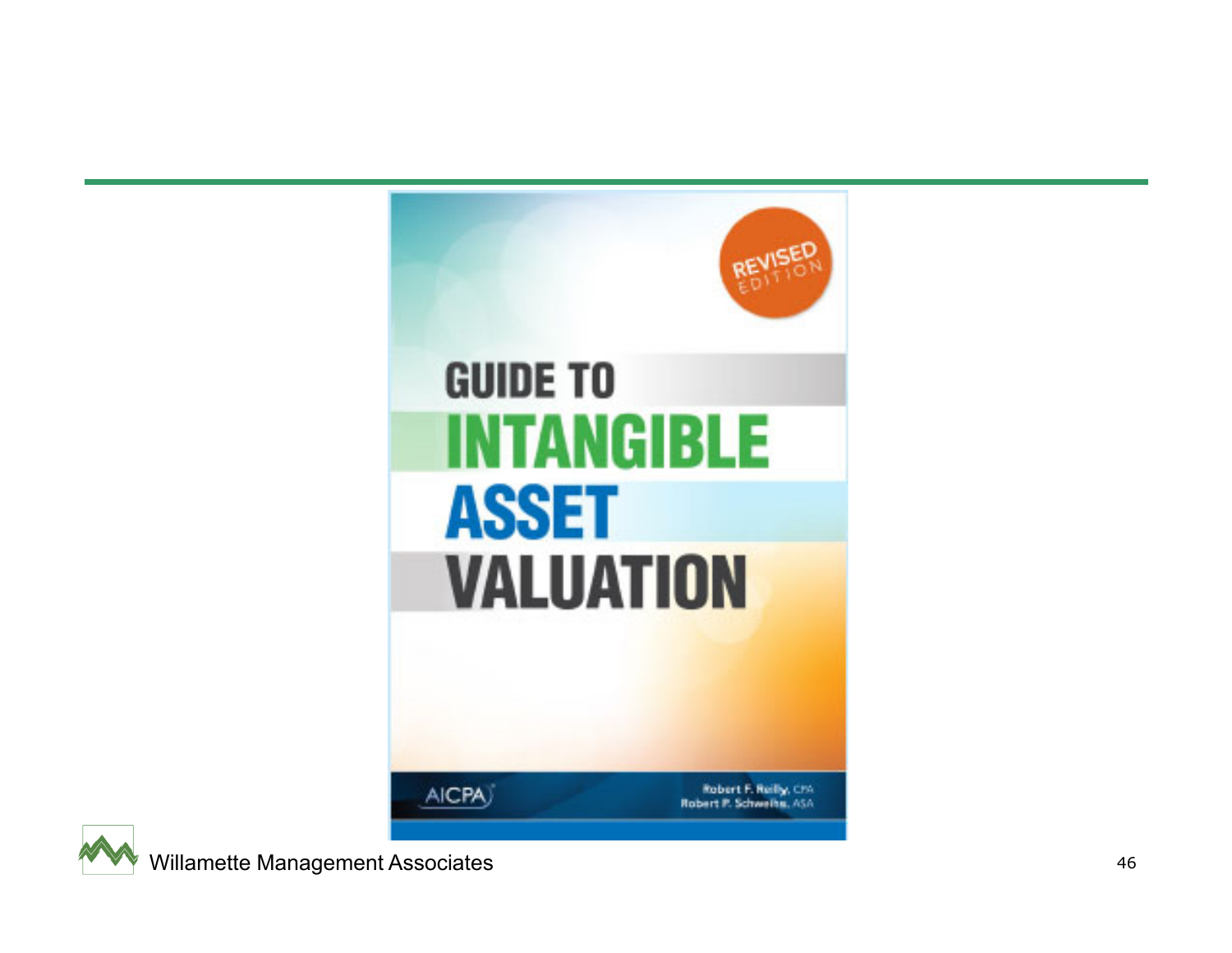REVISED EDITION

GUIDE TO INTANGIBLE ASSET VALUATION

AICPA

Robert F. Reilly, CPA
Robert P. Schweihs, ASA